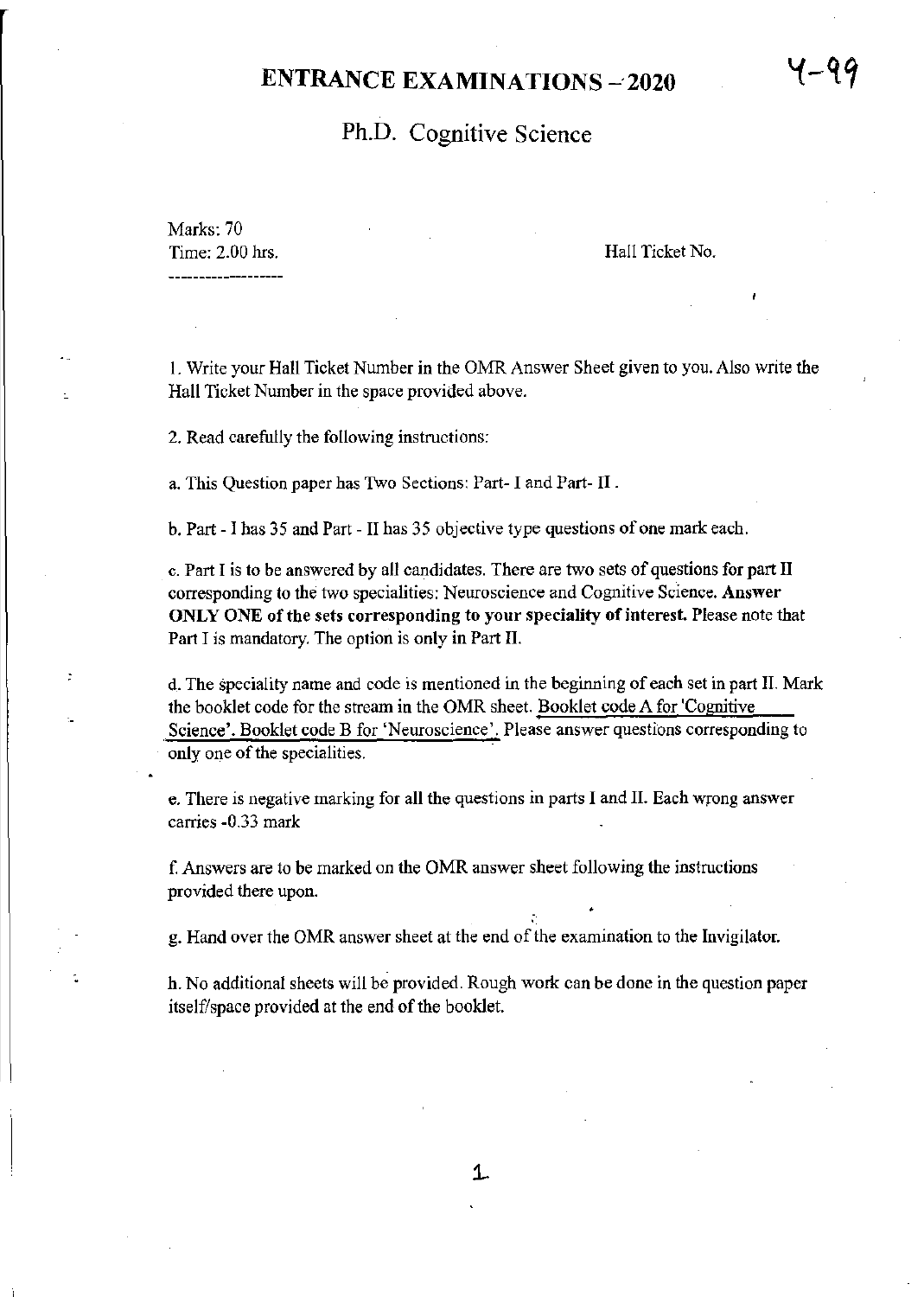# ENTRANCE EXAMINATIONS – 2020

Y-99

## Ph.D. Cognitive Science

Marks: 70

Time: 2.00 hrs.

Hall Ticket No.

1. Write your Hall Ticket Number in the OMR Answer Sheet given to you. Also write the Hall Ticket Number in the space provided above.

2. Read carefully the following instructions:

a. This Question paper has Two Sections: Part- I and Part- II.

b. Part - I has 35 and Part - II has 35 objective type questions of one mark each.

c. Part I is to be answered by all candidates. There are two sets of questions for part II corresponding to the two specialities: Neuroscience and Cognitive Science. **Answer ONLY ONE of the sets corresponding to your speciality of interest.** Please note that Part I is mandatory. The option is only in Part II.

d. The speciality name and code is mentioned in the beginning of each set in part II. Mark the booklet code for the stream in the OMR sheet. Booklet code A for 'Cognitive Science'. Booklet code B for 'Neuroscience'. Please answer questions corresponding to only one of the specialities.

e. There is negative marking for all the questions in parts I and II. Each wrong answer carries -0.33 mark

f. Answers are to be marked on the OMR answer sheet following the instructions provided there upon.

g. Hand over the OMR answer sheet at the end of the examination to the Invigilator.

h. No additional sheets will be provided. Rough work can be done in the question paper itself/space provided at the end of the booklet.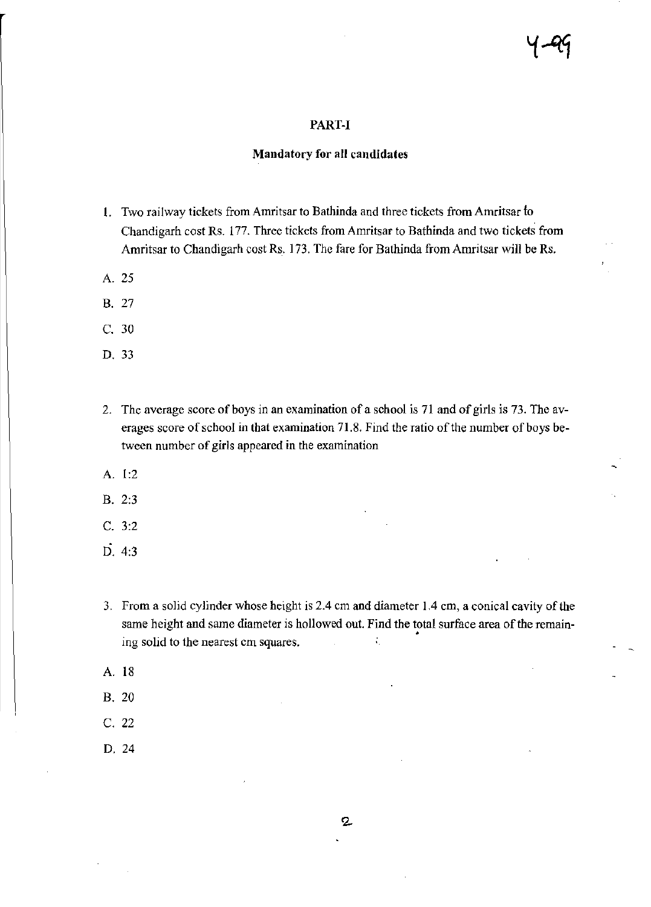## PART-I

### Mandatory for all candidates

1. Two railway tickets from Amritsar to Bathinda and three tickets from Amritsar to Chandigarh cost Rs. 177. Three tickets from Amritsar to Bathinda and two tickets from Amritsar to Chandigarh cost Rs. 173. The fare for Bathinda from Amritsar will be Rs.

A. 25

B. 27

C. 30

D. 33

2. The average score of boys in an examination of a school is 71 and of girls is 73. The averages score of school in that examination 71.8. Find the ratio of the number of boys between number of girls appeared in the examination

A. 1:2

B. 2:3

C. 3:2

D. 4:3

3. From a solid cylinder whose height is 2.4 cm and diameter 1.4 cm, a conical cavity of the same height and same diameter is hollowed out. Find the total surface area of the remaining solid to the nearest cm squares.

A. 18

B. 20

C. 22

D. 24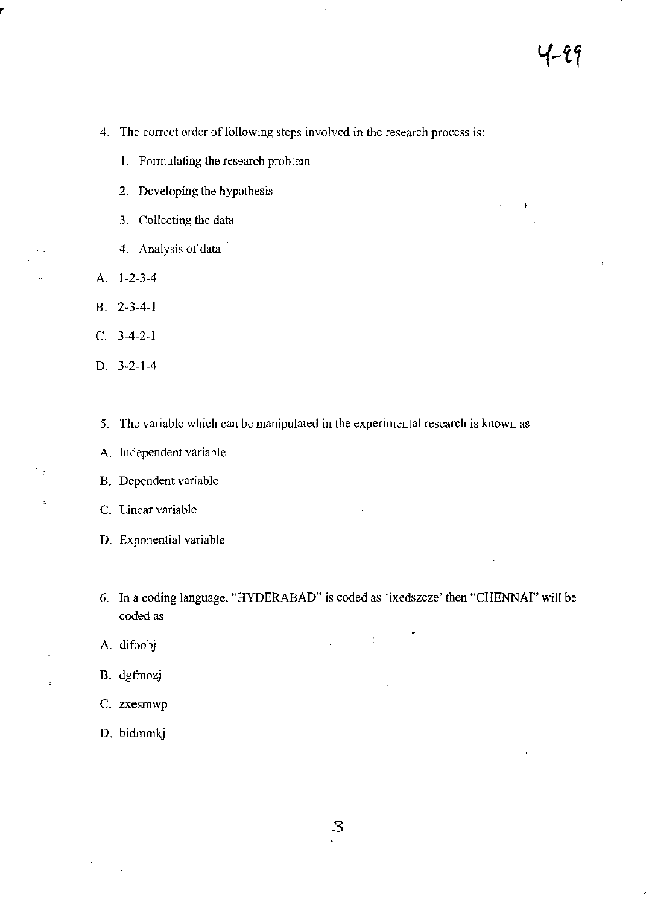4. The correct order of following steps involved in the research process is:

   1. Formulating the research problem
   2. Developing the hypothesis
   3. Collecting the data
   4. Analysis of data

A. 1-2-3-4

B. 2-3-4-1

C. 3-4-2-1

D. 3-2-1-4

5. The variable which can be manipulated in the experimental research is known as

A. Independent variable

B. Dependent variable

C. Linear variable

D. Exponential variable

6. In a coding language, "HYDERABAD" is coded as 'ixedszcze' then "CHENNAI" will be coded as

A. difoobj

B. dgfmozj

C. zxesmwp

D. bidmmkj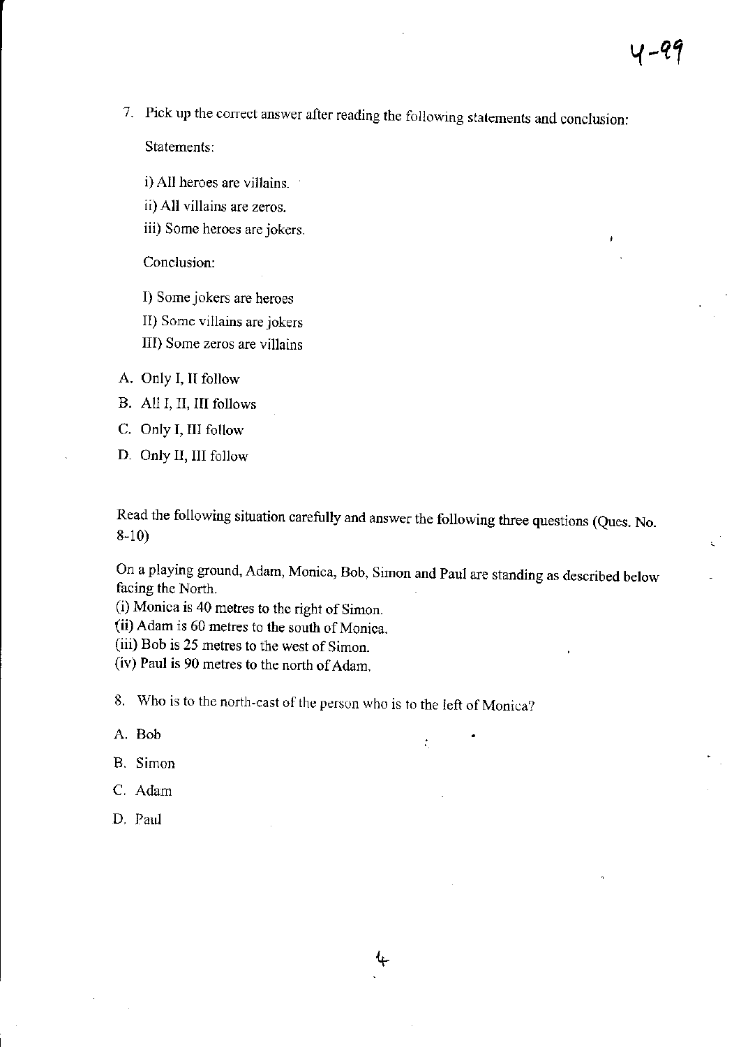7. Pick up the correct answer after reading the following statements and conclusion:

   Statements:

   i) All heroes are villains.

   ii) All villains are zeros.

   iii) Some heroes are jokers.

   Conclusion:

   I) Some jokers are heroes

   II) Some villains are jokers

   III) Some zeros are villains

A. Only I, II follow

B. All I, II, III follows

C. Only I, III follow

D. Only II, III follow

Read the following situation carefully and answer the following three questions (Ques. No. 8-10)

On a playing ground, Adam, Monica, Bob, Simon and Paul are standing as described below facing the North.

(i) Monica is 40 metres to the right of Simon.

(ii) Adam is 60 metres to the south of Monica.

(iii) Bob is 25 metres to the west of Simon.

(iv) Paul is 90 metres to the north of Adam.

8. Who is to the north-east of the person who is to the left of Monica?

A. Bob

B. Simon

C. Adam

D. Paul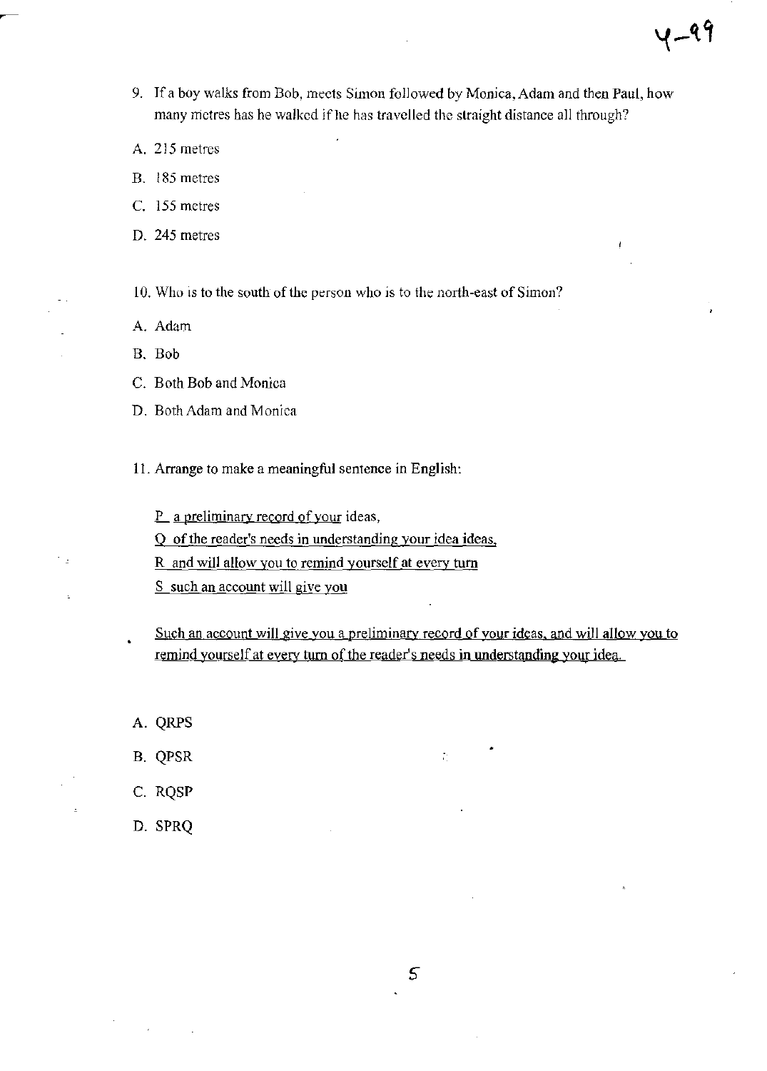9. If a boy walks from Bob, meets Simon followed by Monica, Adam and then Paul, how many metres has he walked if he has travelled the straight distance all through?

A. 215 metres

B. 185 metres

C. 155 metres

D. 245 metres

10. Who is to the south of the person who is to the north-east of Simon?

A. Adam

B. Bob

C. Both Bob and Monica

D. Both Adam and Monica

11. Arrange to make a meaningful sentence in English:

P a preliminary record of your ideas,

Q of the reader's needs in understanding your idea ideas,

R and will allow you to remind yourself at every turn

S such an account will give you

Such an account will give you a preliminary record of your ideas, and will allow you to remind yourself at every turn of the reader's needs in understanding your idea.

A. QRPS

B. QPSR

C. RQSP

D. SPRQ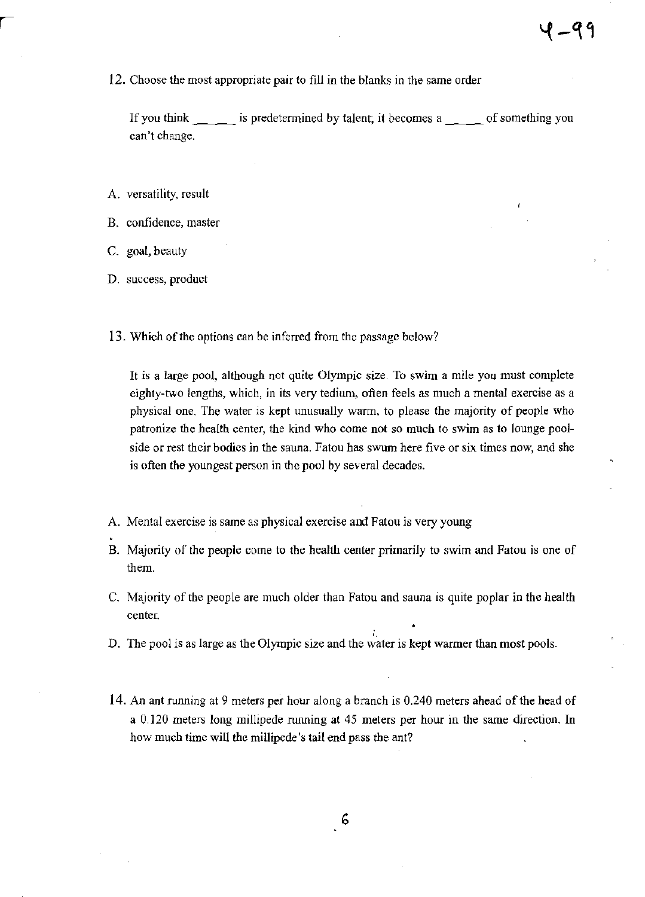12. Choose the most appropriate pair to fill in the blanks in the same order

If you think ______ is predetermined by talent; it becomes a _____ of something you can't change.

A. versatility, result

B. confidence, master

C. goal, beauty

D. success, product

13. Which of the options can be inferred from the passage below?

It is a large pool, although not quite Olympic size. To swim a mile you must complete eighty-two lengths, which, in its very tedium, often feels as much a mental exercise as a physical one. The water is kept unusually warm, to please the majority of people who patronize the health center, the kind who come not so much to swim as to lounge pool-side or rest their bodies in the sauna. Fatou has swum here five or six times now, and she is often the youngest person in the pool by several decades.

A. Mental exercise is same as physical exercise and Fatou is very young

B. Majority of the people come to the health center primarily to swim and Fatou is one of them.

C. Majority of the people are much older than Fatou and sauna is quite poplar in the health center.

D. The pool is as large as the Olympic size and the water is kept warmer than most pools.

14. An ant running at 9 meters per hour along a branch is 0.240 meters ahead of the head of a 0.120 meters long millipede running at 45 meters per hour in the same direction. In how much time will the millipede's tail end pass the ant?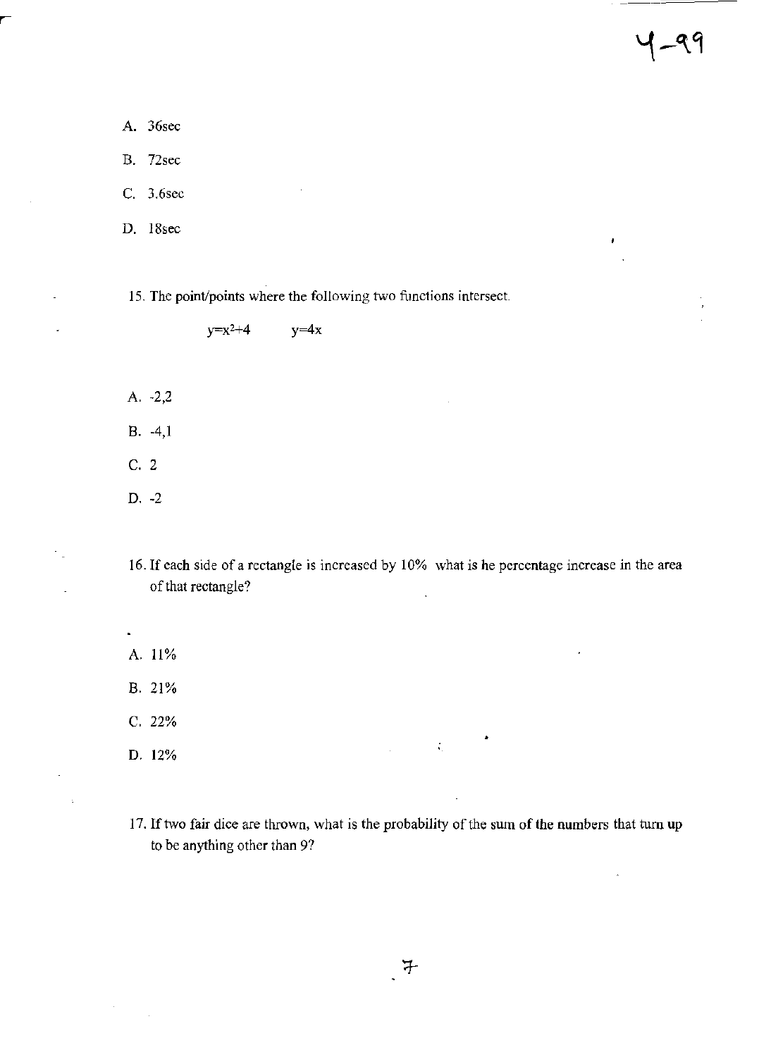A. 36sec

B. 72sec

C. 3.6sec

D. 18sec

15. The point/points where the following two functions intersect.

$y=x^2+4$ $\quad$ $y=4x$

A. -2,2

B. -4,1

C. 2

D. -2

16. If each side of a rectangle is increased by 10% what is he percentage increase in the area of that rectangle?

A. 11%

B. 21%

C. 22%

D. 12%

17. If two fair dice are thrown, what is the probability of the sum of the numbers that turn up to be anything other than 9?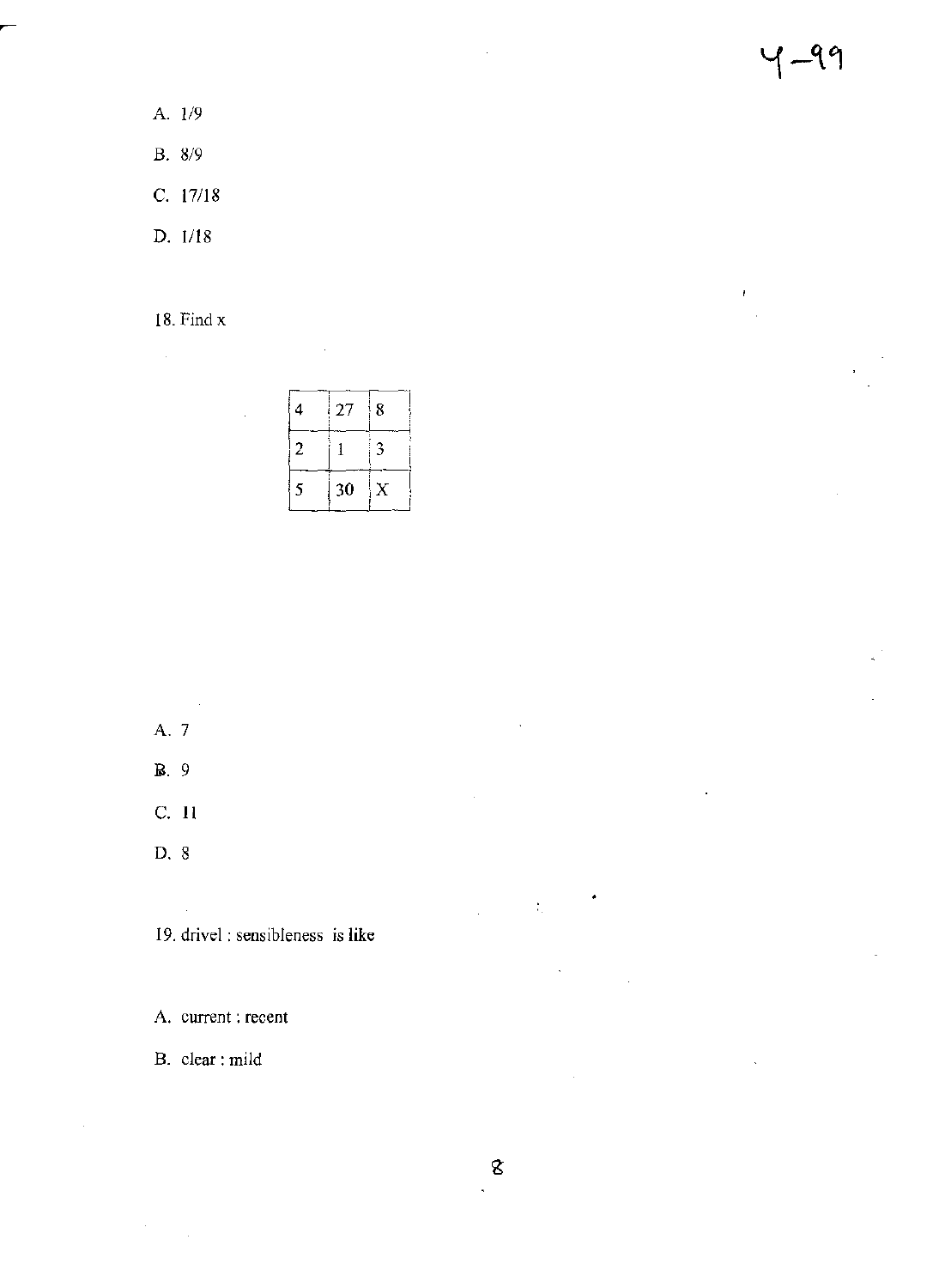A. 1/9

B. 8/9

C. 17/18

D. 1/18

18. Find x

| 4 | 27 | 8 |
|---|---|---|
| 2 | 1 | 3 |
| 5 | 30 | X |

A. 7

B. 9

C. 11

D. 8

19. drivel : sensibleness is like

A. current : recent

B. clear : mild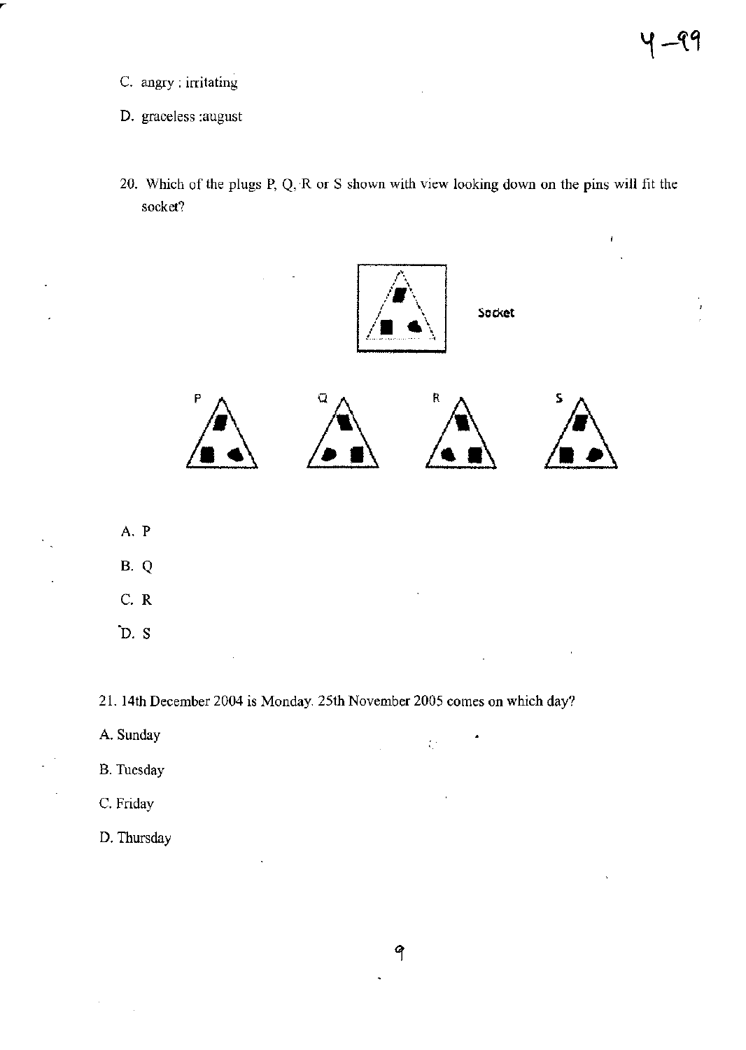C. angry : irritating

D. graceless :august

20. Which of the plugs P, Q, R or S shown with view looking down on the pins will fit the socket?

Socket

P Q R S

A. P

B. Q

C. R

D. S

21. 14th December 2004 is Monday. 25th November 2005 comes on which day?

A. Sunday

B. Tuesday

C. Friday

D. Thursday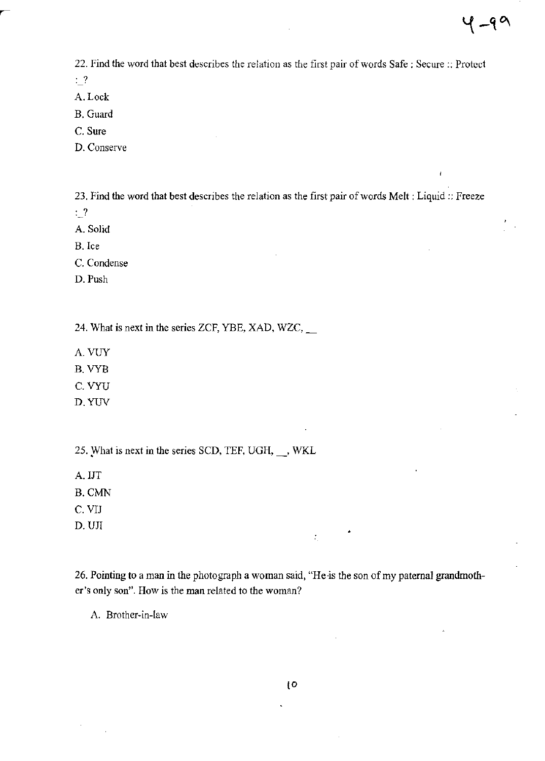22. Find the word that best describes the relation as the first pair of words Safe : Secure :: Protect :_?

A. Lock

B. Guard

C. Sure

D. Conserve

23. Find the word that best describes the relation as the first pair of words Melt : Liquid :: Freeze :_?

A. Solid

B. Ice

C. Condense

D. Push

24. What is next in the series ZCF, YBE, XAD, WZC, __

A. VUY

B. VYB

C. VYU

D. YUV

25. What is next in the series SCD, TEF, UGH, __, WKL

A. IJT

B. CMN

C. VIJ

D. UJI

26. Pointing to a man in the photograph a woman said, "He is the son of my paternal grandmother's only son". How is the man related to the woman?

A. Brother-in-law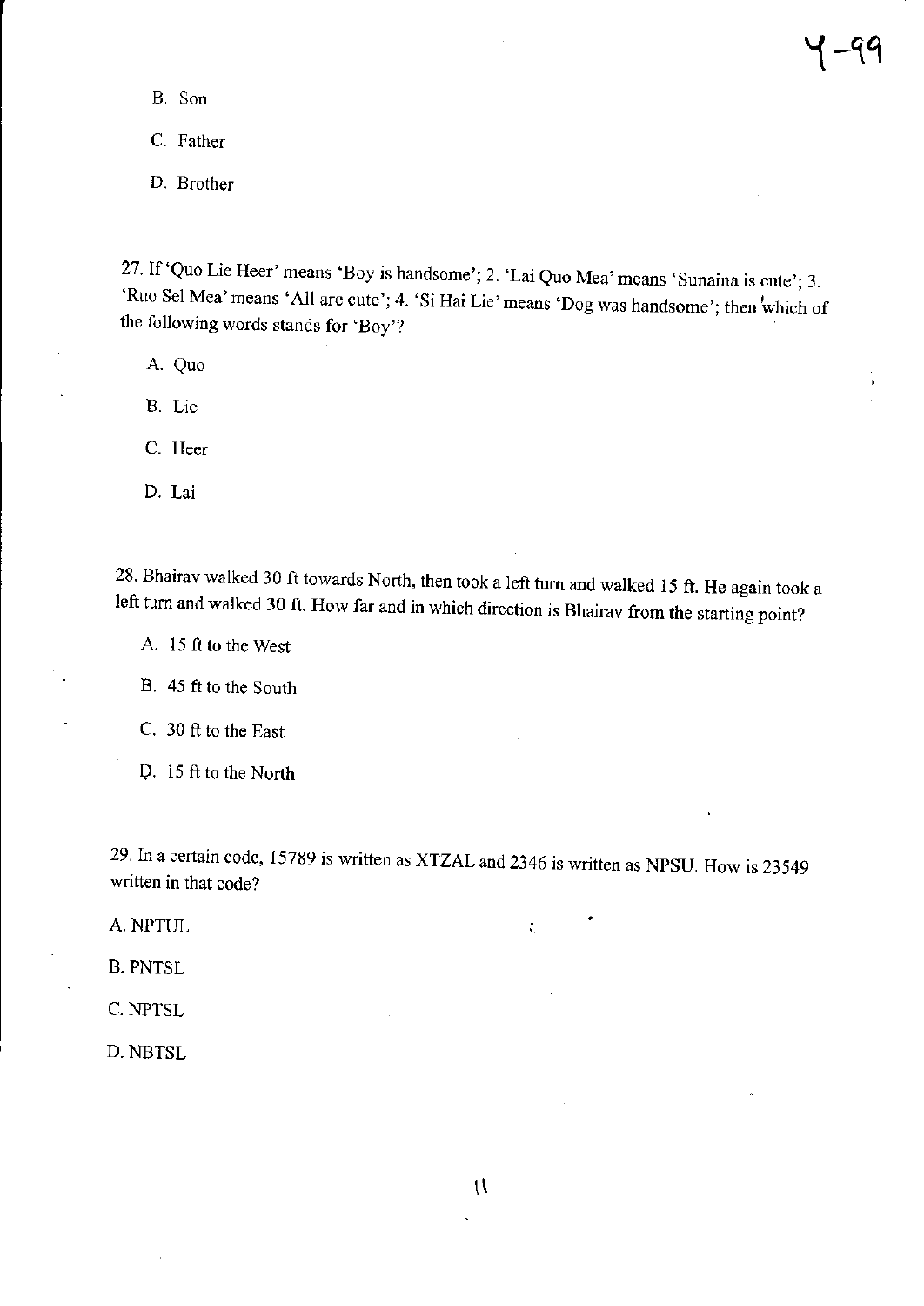B. Son

C. Father

D. Brother

27. If 'Quo Lie Heer' means 'Boy is handsome'; 2. 'Lai Quo Mea' means 'Sunaina is cute'; 3. 'Ruo Sel Mea' means 'All are cute'; 4. 'Si Hai Lie' means 'Dog was handsome'; then which of the following words stands for 'Boy'?

A. Quo

B. Lie

C. Heer

D. Lai

28. Bhairav walked 30 ft towards North, then took a left turn and walked 15 ft. He again took a left turn and walked 30 ft. How far and in which direction is Bhairav from the starting point?

A. 15 ft to the West

B. 45 ft to the South

C. 30 ft to the East

D. 15 ft to the North

29. In a certain code, 15789 is written as XTZAL and 2346 is written as NPSU. How is 23549 written in that code?

A. NPTUL

B. PNTSL

C. NPTSL

D. NBTSL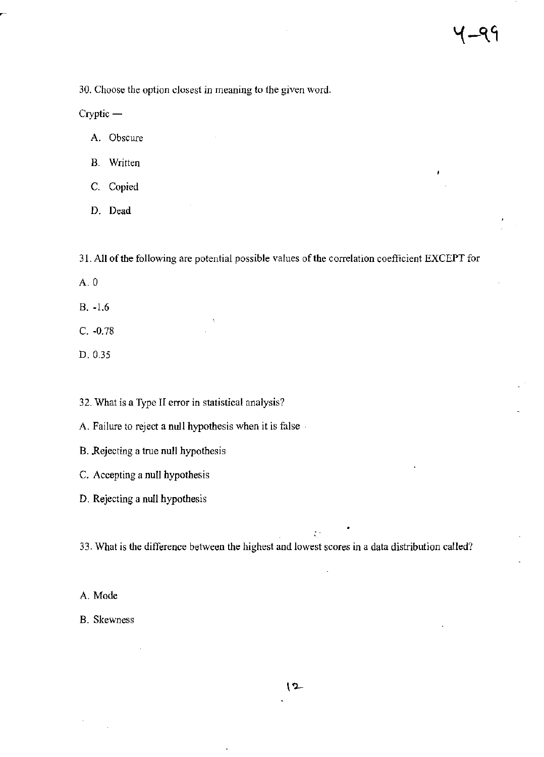30. Choose the option closest in meaning to the given word.

Cryptic —

A. Obscure

B. Written

C. Copied

D. Dead

31. All of the following are potential possible values of the correlation coefficient EXCEPT for

A. 0

B. -1.6

C. -0.78

D. 0.35

32. What is a Type II error in statistical analysis?

A. Failure to reject a null hypothesis when it is false

B. Rejecting a true null hypothesis

C. Accepting a null hypothesis

D. Rejecting a null hypothesis

33. What is the difference between the highest and lowest scores in a data distribution called?

A. Mode

B. Skewness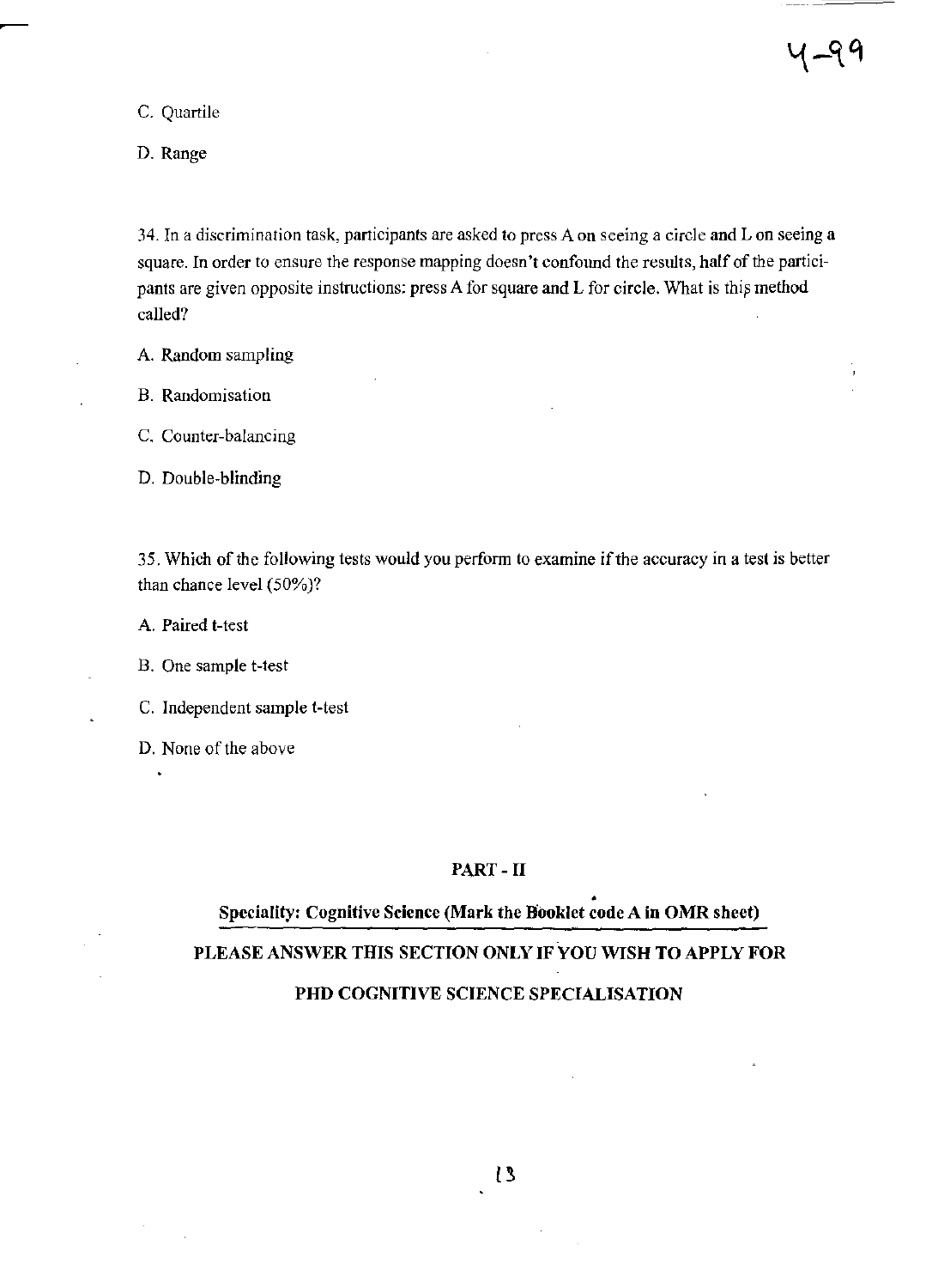C. Quartile

D. Range

34. In a discrimination task, participants are asked to press A on seeing a circle and L on seeing a square. In order to ensure the response mapping doesn't confound the results, half of the participants are given opposite instructions: press A for square and L for circle. What is this method called?

A. Random sampling

B. Randomisation

C. Counter-balancing

D. Double-blinding

35. Which of the following tests would you perform to examine if the accuracy in a test is better than chance level (50%)?

A. Paired t-test

B. One sample t-test

C. Independent sample t-test

D. None of the above

## PART - II

## Speciality: Cognitive Science (Mark the Booklet code A in OMR sheet)

## PLEASE ANSWER THIS SECTION ONLY IF YOU WISH TO APPLY FOR PHD COGNITIVE SCIENCE SPECIALISATION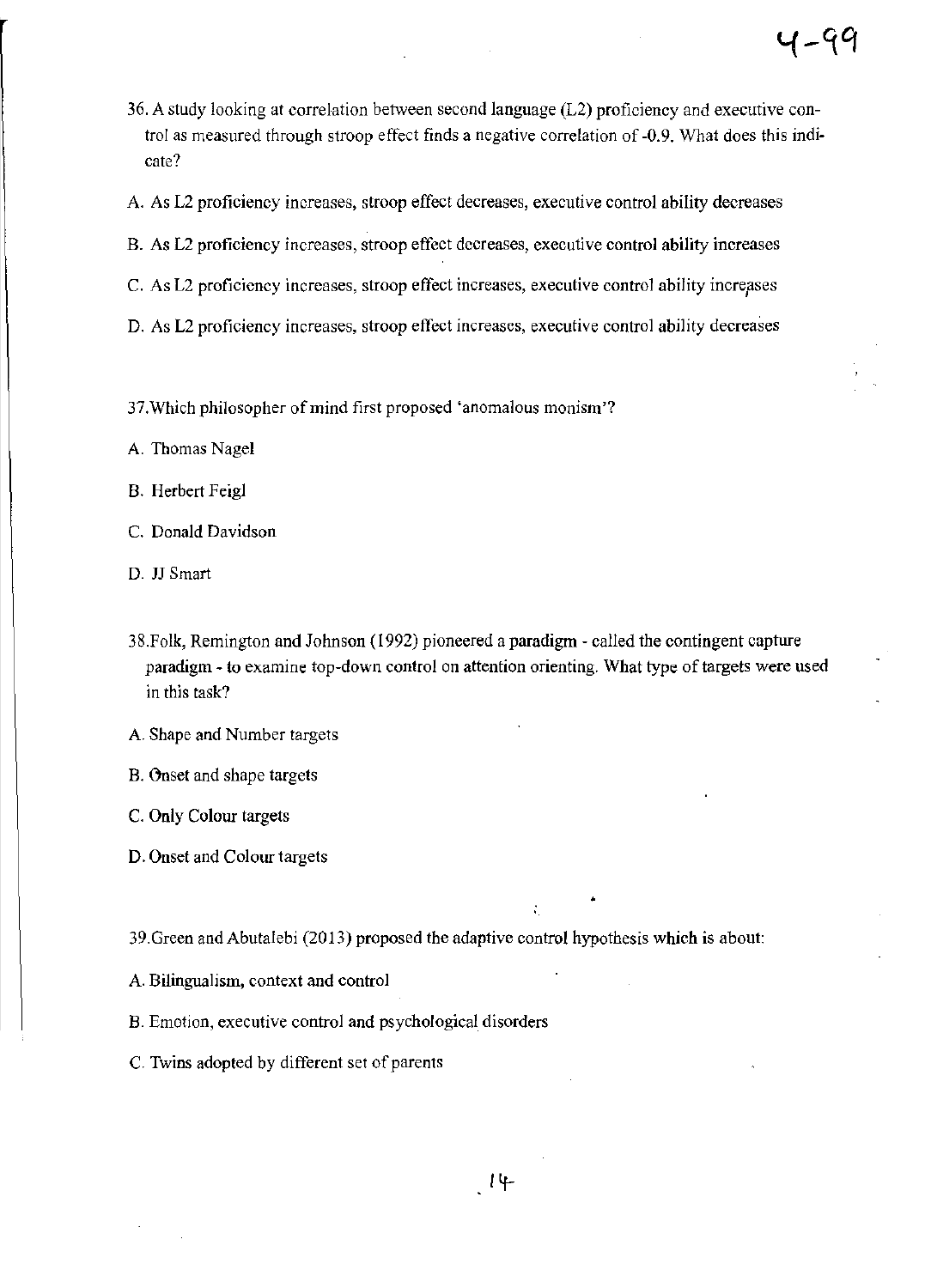36. A study looking at correlation between second language (L2) proficiency and executive control as measured through stroop effect finds a negative correlation of -0.9. What does this indicate?

A. As L2 proficiency increases, stroop effect decreases, executive control ability decreases

B. As L2 proficiency increases, stroop effect decreases, executive control ability increases

C. As L2 proficiency increases, stroop effect increases, executive control ability increases

D. As L2 proficiency increases, stroop effect increases, executive control ability decreases

37. Which philosopher of mind first proposed 'anomalous monism'?

A. Thomas Nagel

B. Herbert Feigl

C. Donald Davidson

D. JJ Smart

38. Folk, Remington and Johnson (1992) pioneered a paradigm - called the contingent capture paradigm - to examine top-down control on attention orienting. What type of targets were used in this task?

A. Shape and Number targets

B. Onset and shape targets

C. Only Colour targets

D. Onset and Colour targets

39. Green and Abutalebi (2013) proposed the adaptive control hypothesis which is about:

A. Bilingualism, context and control

B. Emotion, executive control and psychological disorders

C. Twins adopted by different set of parents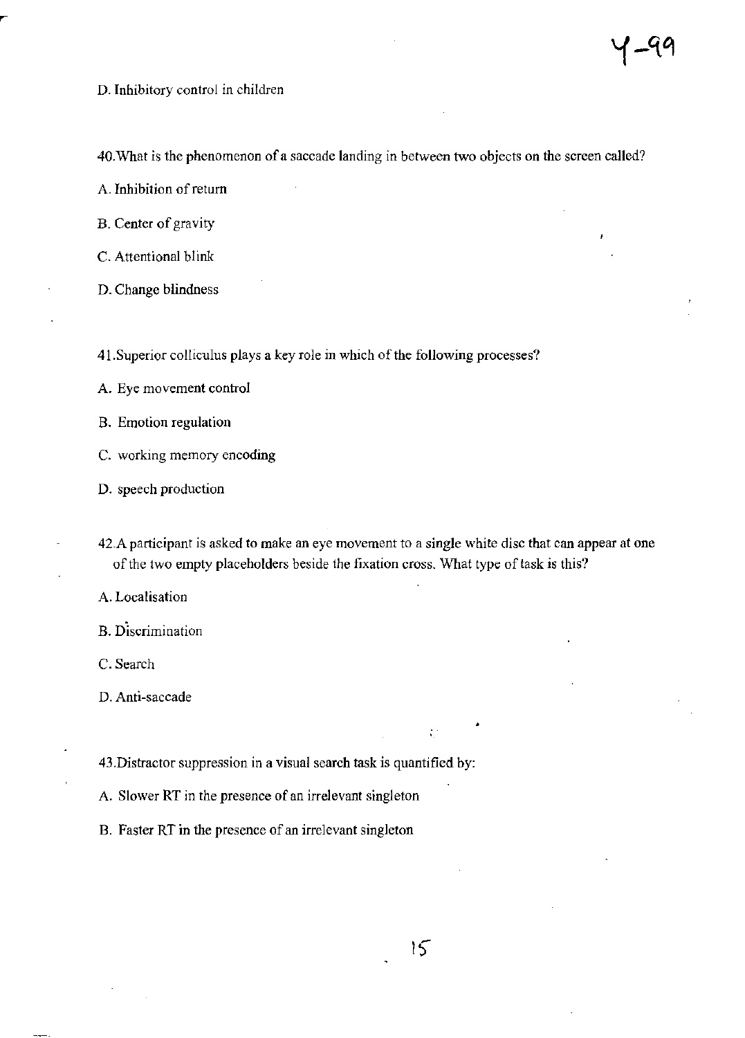D. Inhibitory control in children

40.What is the phenomenon of a saccade landing in between two objects on the screen called?

A. Inhibition of return

B. Center of gravity

C. Attentional blink

D. Change blindness

41.Superior colliculus plays a key role in which of the following processes?

A. Eye movement control

B. Emotion regulation

C. working memory encoding

D. speech production

42.A participant is asked to make an eye movement to a single white disc that can appear at one of the two empty placeholders beside the fixation cross. What type of task is this?

A. Localisation

B. Discrimination

C. Search

D. Anti-saccade

43.Distractor suppression in a visual search task is quantified by:

A. Slower RT in the presence of an irrelevant singleton

B. Faster RT in the presence of an irrelevant singleton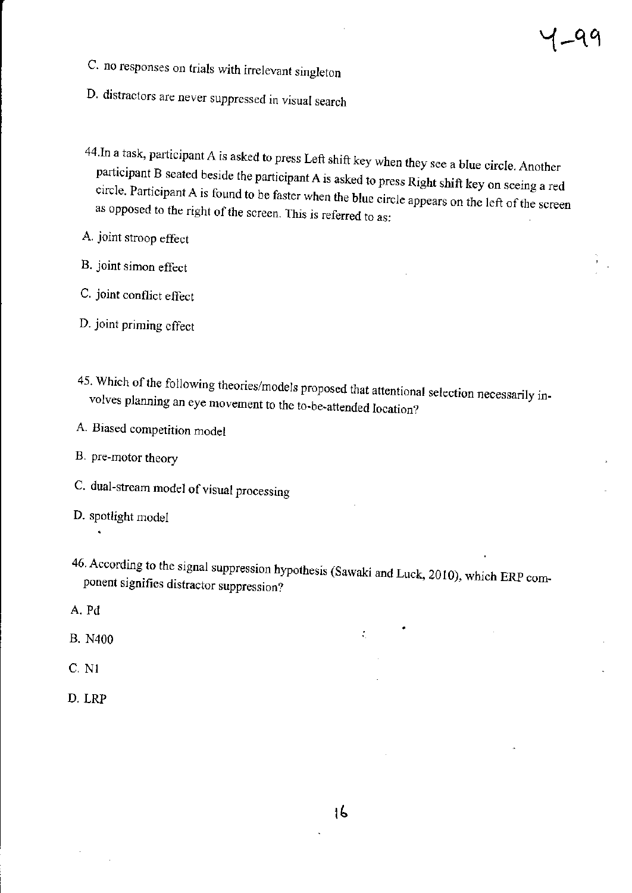C. no responses on trials with irrelevant singleton

D. distractors are never suppressed in visual search

44.In a task, participant A is asked to press Left shift key when they see a blue circle. Another participant B seated beside the participant A is asked to press Right shift key on seeing a red circle. Participant A is found to be faster when the blue circle appears on the left of the screen as opposed to the right of the screen. This is referred to as:

A. joint stroop effect

B. joint simon effect

C. joint conflict effect

D. joint priming effect

45. Which of the following theories/models proposed that attentional selection necessarily involves planning an eye movement to the to-be-attended location?

A. Biased competition model

B. pre-motor theory

C. dual-stream model of visual processing

D. spotlight model

46. According to the signal suppression hypothesis (Sawaki and Luck, 2010), which ERP component signifies distractor suppression?

A. Pd

B. N400

C. N1

D. LRP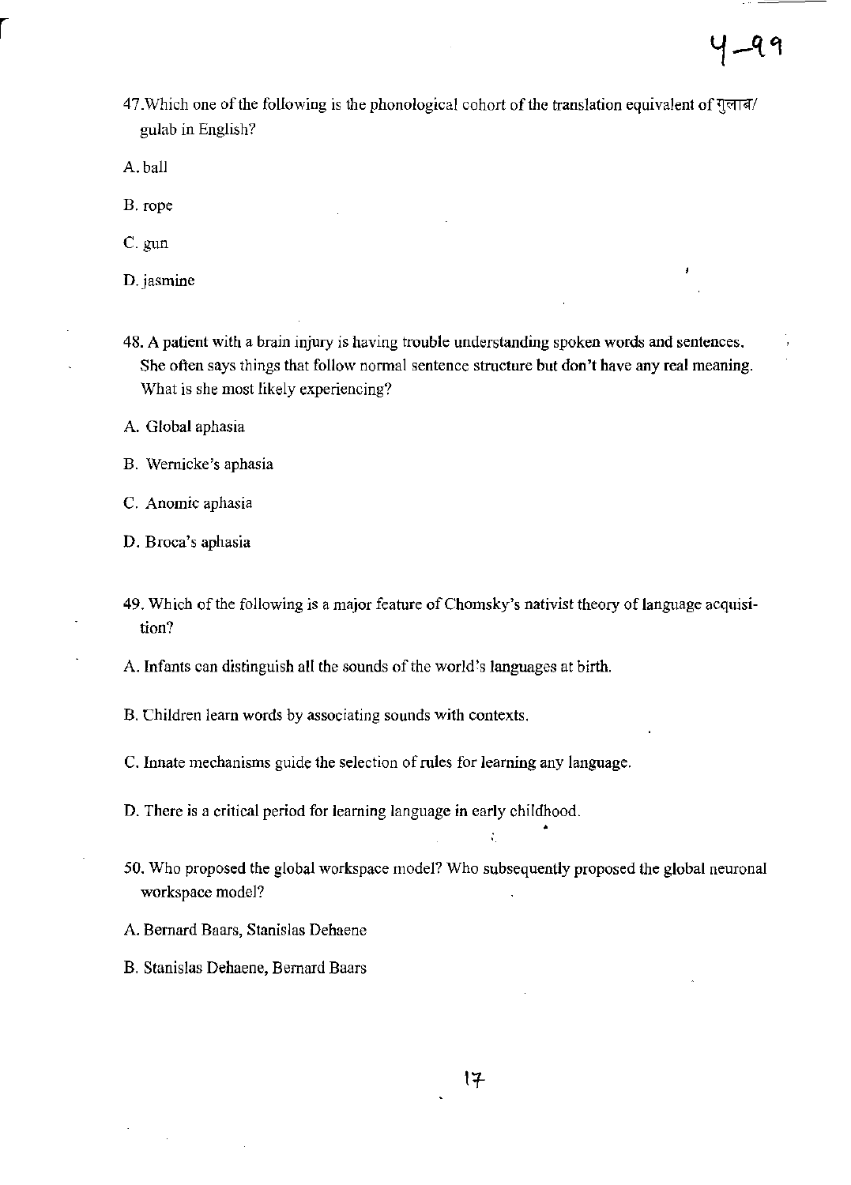47.Which one of the following is the phonological cohort of the translation equivalent of गुलाब/ gulab in English?

A. ball

B. rope

C. gun

D. jasmine

48. A patient with a brain injury is having trouble understanding spoken words and sentences. She often says things that follow normal sentence structure but don't have any real meaning. What is she most likely experiencing?

A. Global aphasia

B. Wernicke's aphasia

C. Anomic aphasia

D. Broca's aphasia

49. Which of the following is a major feature of Chomsky's nativist theory of language acquisition?

A. Infants can distinguish all the sounds of the world's languages at birth.

B. Children learn words by associating sounds with contexts.

C. Innate mechanisms guide the selection of rules for learning any language.

D. There is a critical period for learning language in early childhood.

50. Who proposed the global workspace model? Who subsequently proposed the global neuronal workspace model?

A. Bernard Baars, Stanislas Dehaene

B. Stanislas Dehaene, Bernard Baars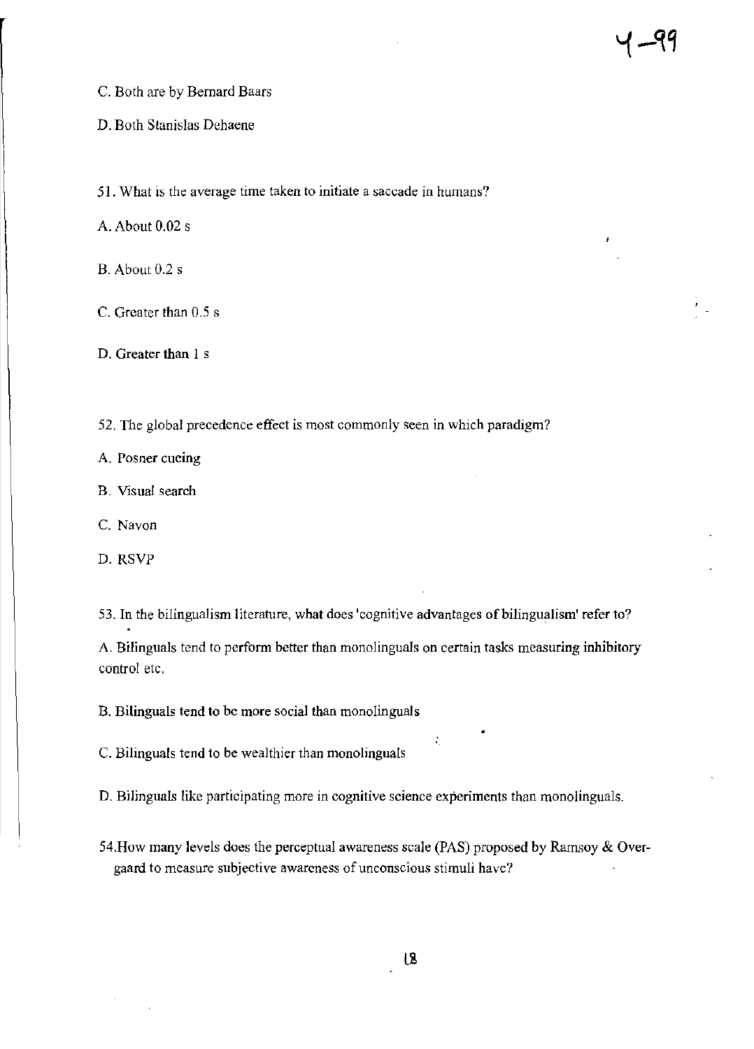C. Both are by Bernard Baars

D. Both Stanislas Dehaene

51. What is the average time taken to initiate a saccade in humans?

A. About 0.02 s

B. About 0.2 s

C. Greater than 0.5 s

D. Greater than 1 s

52. The global precedence effect is most commonly seen in which paradigm?

A. Posner cueing

B. Visual search

C. Navon

D. RSVP

53. In the bilingualism literature, what does 'cognitive advantages of bilingualism' refer to?

A. Bilinguals tend to perform better than monolinguals on certain tasks measuring inhibitory control etc.

B. Bilinguals tend to be more social than monolinguals

C. Bilinguals tend to be wealthier than monolinguals

D. Bilinguals like participating more in cognitive science experiments than monolinguals.

54. How many levels does the perceptual awareness scale (PAS) proposed by Ramsoy & Overgaard to measure subjective awareness of unconscious stimuli have?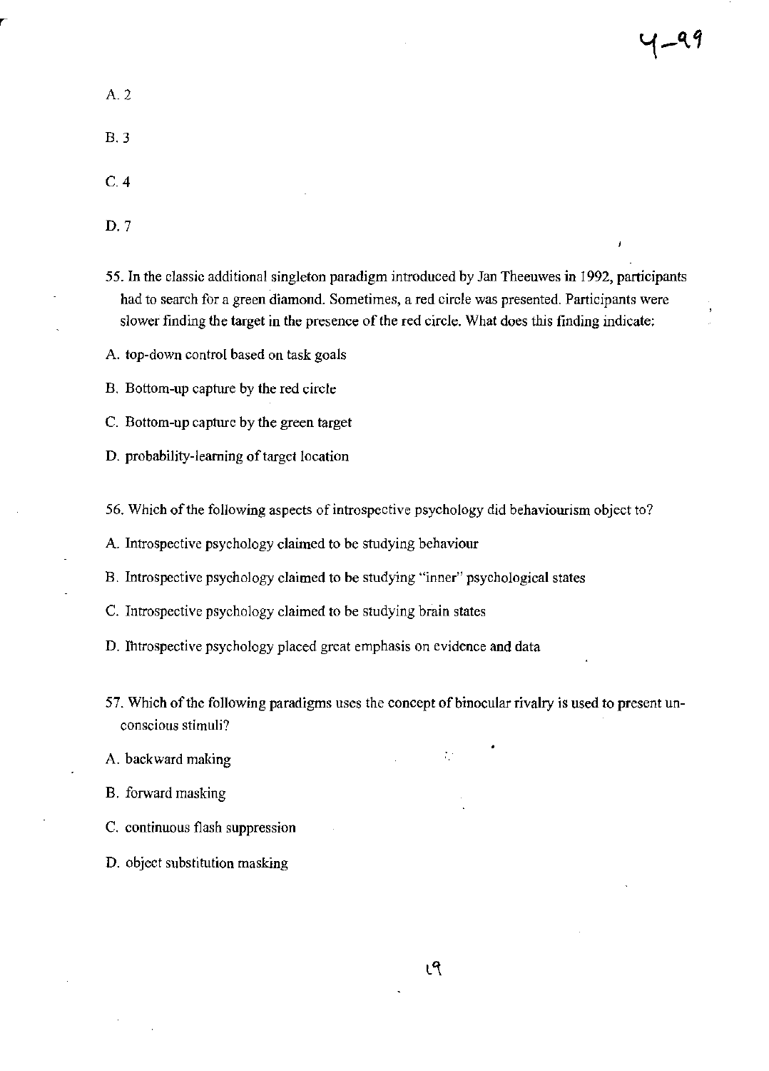A. 2

B. 3

C. 4

D. 7

55. In the classic additional singleton paradigm introduced by Jan Theeuwes in 1992, participants had to search for a green diamond. Sometimes, a red circle was presented. Participants were slower finding the target in the presence of the red circle. What does this finding indicate:

A. top-down control based on task goals

B. Bottom-up capture by the red circle

C. Bottom-up capture by the green target

D. probability-learning of target location

56. Which of the following aspects of introspective psychology did behaviourism object to?

A. Introspective psychology claimed to be studying behaviour

B. Introspective psychology claimed to be studying "inner" psychological states

C. Introspective psychology claimed to be studying brain states

D. Introspective psychology placed great emphasis on evidence and data

57. Which of the following paradigms uses the concept of binocular rivalry is used to present unconscious stimuli?

A. backward making

B. forward masking

C. continuous flash suppression

D. object substitution masking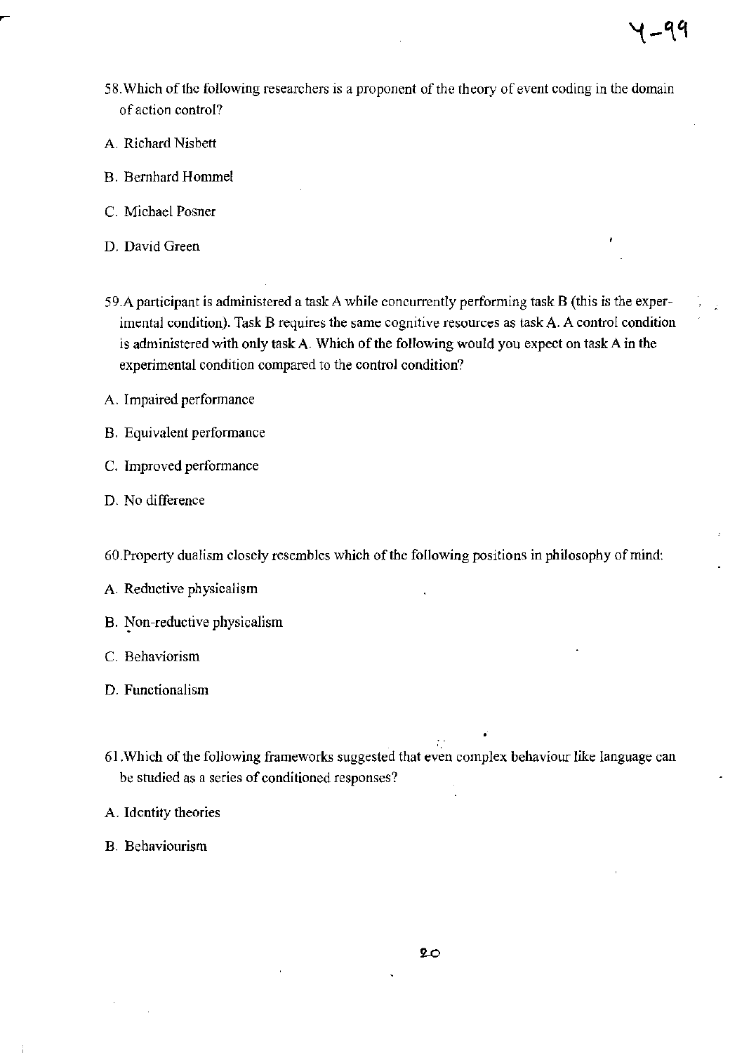58. Which of the following researchers is a proponent of the theory of event coding in the domain of action control?

A. Richard Nisbett

B. Bernhard Hommel

C. Michael Posner

D. David Green

59. A participant is administered a task A while concurrently performing task B (this is the experimental condition). Task B requires the same cognitive resources as task A. A control condition is administered with only task A. Which of the following would you expect on task A in the experimental condition compared to the control condition?

A. Impaired performance

B. Equivalent performance

C. Improved performance

D. No difference

60. Property dualism closely resembles which of the following positions in philosophy of mind:

A. Reductive physicalism

B. Non-reductive physicalism

C. Behaviorism

D. Functionalism

61. Which of the following frameworks suggested that even complex behaviour like language can be studied as a series of conditioned responses?

A. Identity theories

B. Behaviourism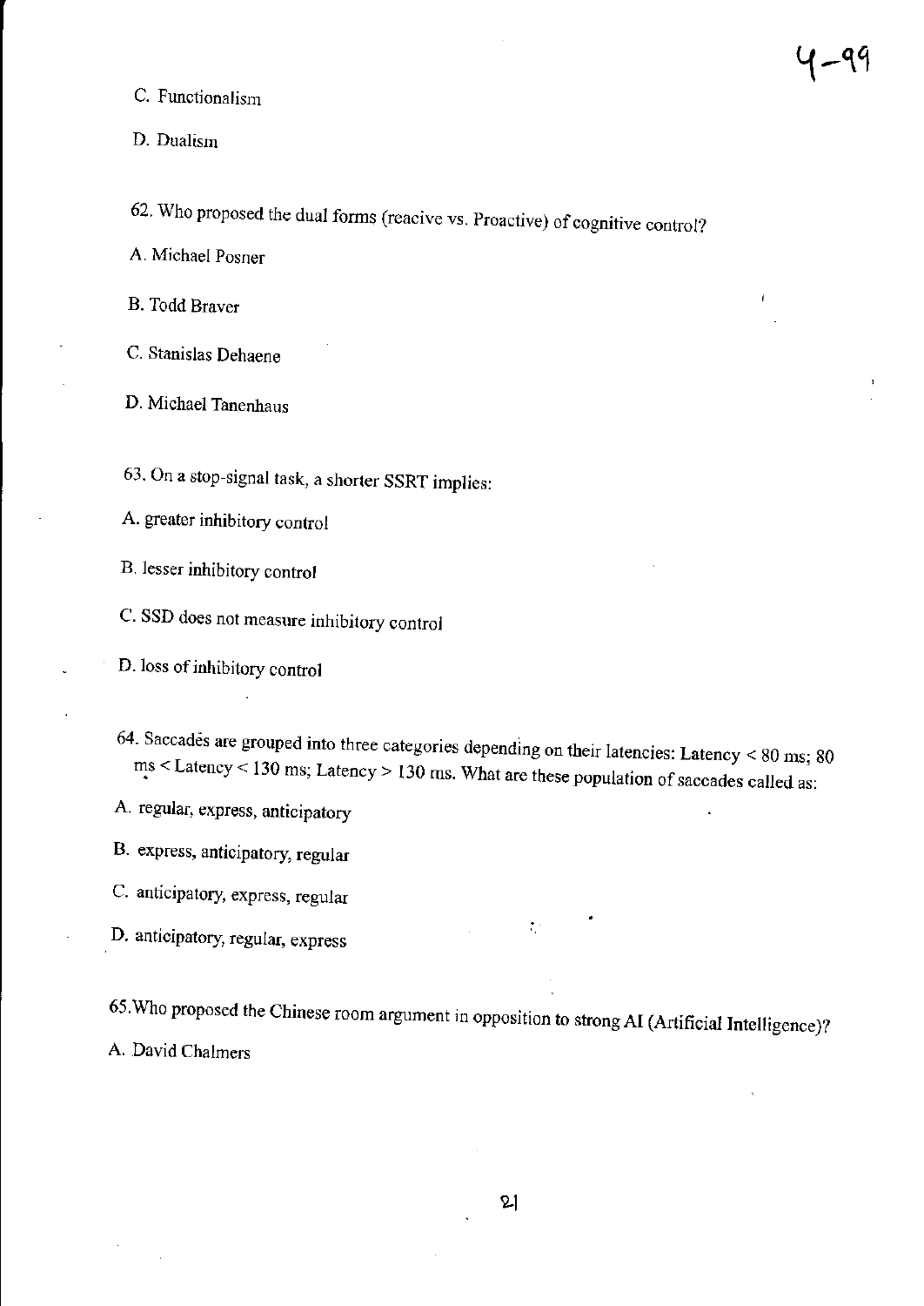C. Functionalism

D. Dualism

62. Who proposed the dual forms (reacive vs. Proactive) of cognitive control?

A. Michael Posner

B. Todd Braver

C. Stanislas Dehaene

D. Michael Tanenhaus

63. On a stop-signal task, a shorter SSRT implies:

A. greater inhibitory control

B. lesser inhibitory control

C. SSD does not measure inhibitory control

D. loss of inhibitory control

64. Saccades are grouped into three categories depending on their latencies: Latency < 80 ms; 80 ms < Latency < 130 ms; Latency > 130 ms. What are these population of saccades called as:

A. regular, express, anticipatory

B. express, anticipatory, regular

C. anticipatory, express, regular

D. anticipatory, regular, express

65. Who proposed the Chinese room argument in opposition to strong AI (Artificial Intelligence)?

A. David Chalmers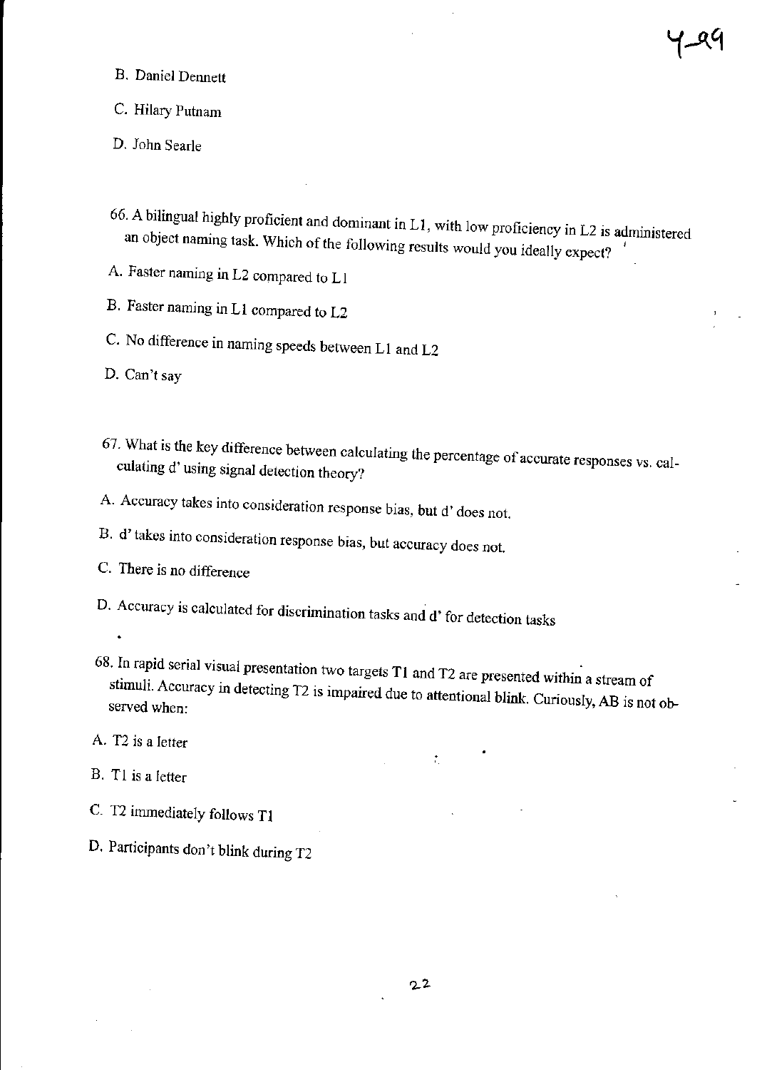B. Daniel Dennett

C. Hilary Putnam

D. John Searle

66. A bilingual highly proficient and dominant in L1, with low proficiency in L2 is administered an object naming task. Which of the following results would you ideally expect?

A. Faster naming in L2 compared to L1

B. Faster naming in L1 compared to L2

C. No difference in naming speeds between L1 and L2

D. Can't say

67. What is the key difference between calculating the percentage of accurate responses vs. calculating d' using signal detection theory?

A. Accuracy takes into consideration response bias, but d' does not.

B. d' takes into consideration response bias, but accuracy does not.

C. There is no difference

D. Accuracy is calculated for discrimination tasks and d' for detection tasks

68. In rapid serial visual presentation two targets T1 and T2 are presented within a stream of stimuli. Accuracy in detecting T2 is impaired due to attentional blink. Curiously, AB is not observed when:

A. T2 is a letter

B. T1 is a letter

C. T2 immediately follows T1

D. Participants don't blink during T2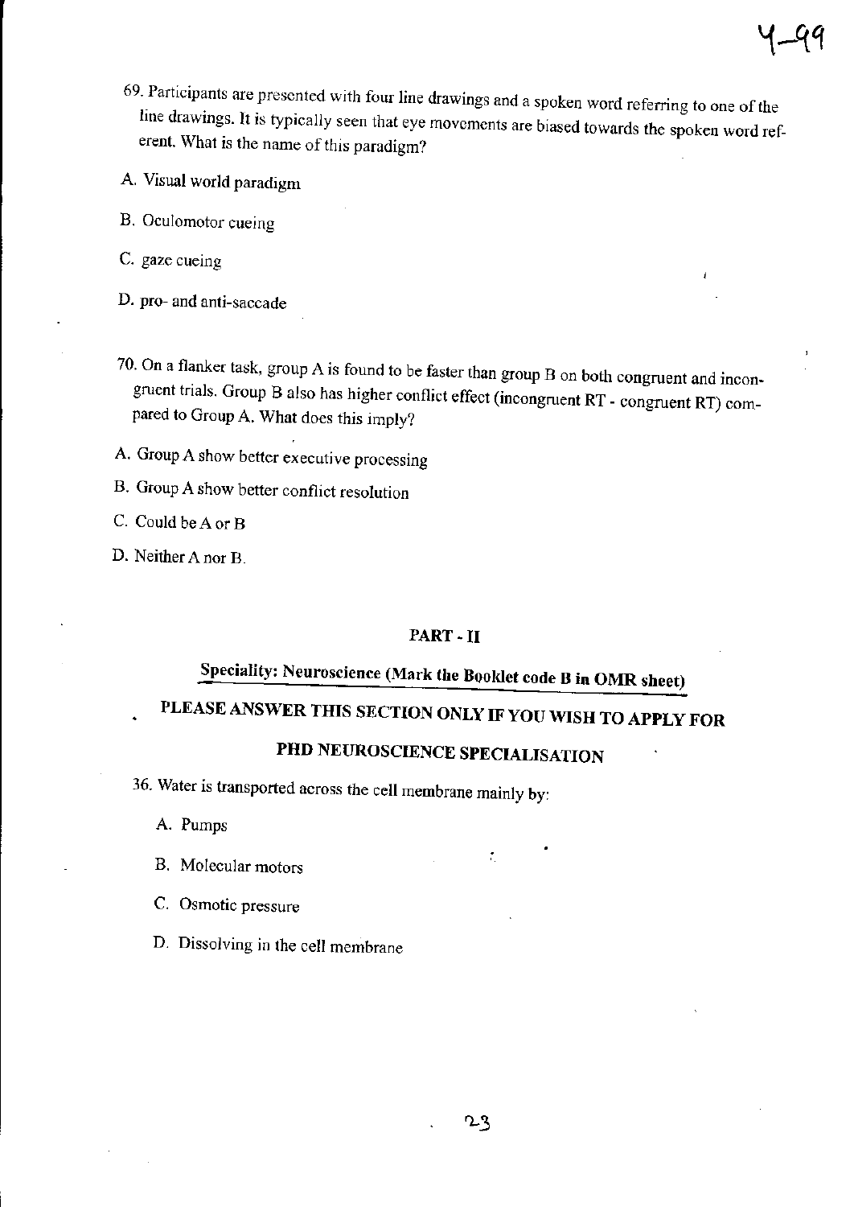69. Participants are presented with four line drawings and a spoken word referring to one of the line drawings. It is typically seen that eye movements are biased towards the spoken word referent. What is the name of this paradigm?

A. Visual world paradigm

B. Oculomotor cueing

C. gaze cueing

D. pro- and anti-saccade

70. On a flanker task, group A is found to be faster than group B on both congruent and incongruent trials. Group B also has higher conflict effect (incongruent RT - congruent RT) compared to Group A. What does this imply?

A. Group A show better executive processing

B. Group A show better conflict resolution

C. Could be A or B

D. Neither A nor B.

## PART - II

## Speciality: Neuroscience (Mark the Booklet code B in OMR sheet)

## PLEASE ANSWER THIS SECTION ONLY IF YOU WISH TO APPLY FOR PHD NEUROSCIENCE SPECIALISATION

36. Water is transported across the cell membrane mainly by:

A. Pumps

B. Molecular motors

C. Osmotic pressure

D. Dissolving in the cell membrane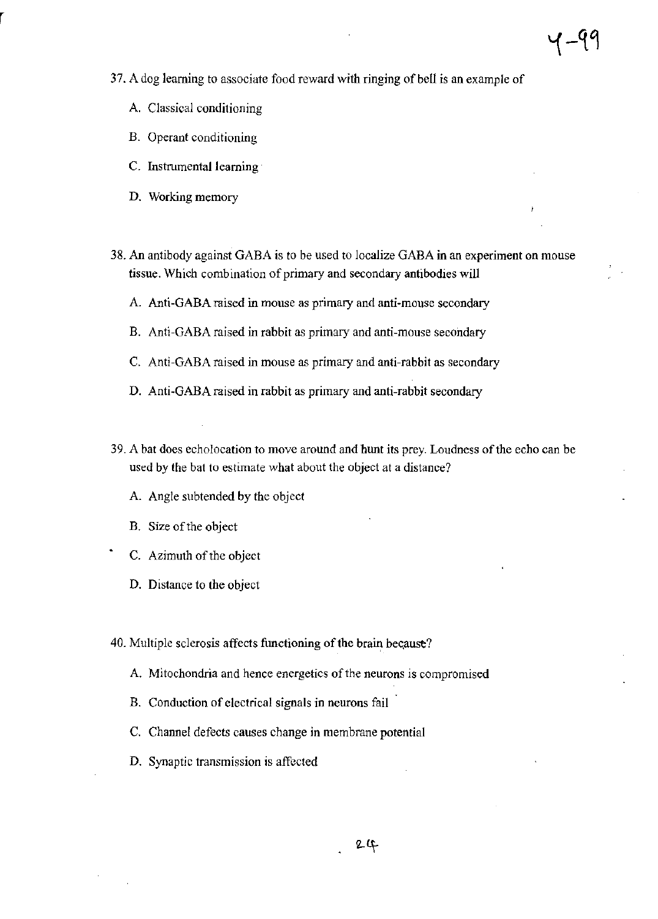37. A dog learning to associate food reward with ringing of bell is an example of

   A. Classical conditioning

   B. Operant conditioning

   C. Instrumental learning

   D. Working memory

38. An antibody against GABA is to be used to localize GABA in an experiment on mouse tissue. Which combination of primary and secondary antibodies will

   A. Anti-GABA raised in mouse as primary and anti-mouse secondary

   B. Anti-GABA raised in rabbit as primary and anti-mouse secondary

   C. Anti-GABA raised in mouse as primary and anti-rabbit as secondary

   D. Anti-GABA raised in rabbit as primary and anti-rabbit secondary

39. A bat does echolocation to move around and hunt its prey. Loudness of the echo can be used by the bat to estimate what about the object at a distance?

   A. Angle subtended by the object

   B. Size of the object

   C. Azimuth of the object

   D. Distance to the object

40. Multiple sclerosis affects functioning of the brain because?

   A. Mitochondria and hence energetics of the neurons is compromised

   B. Conduction of electrical signals in neurons fail

   C. Channel defects causes change in membrane potential

   D. Synaptic transmission is affected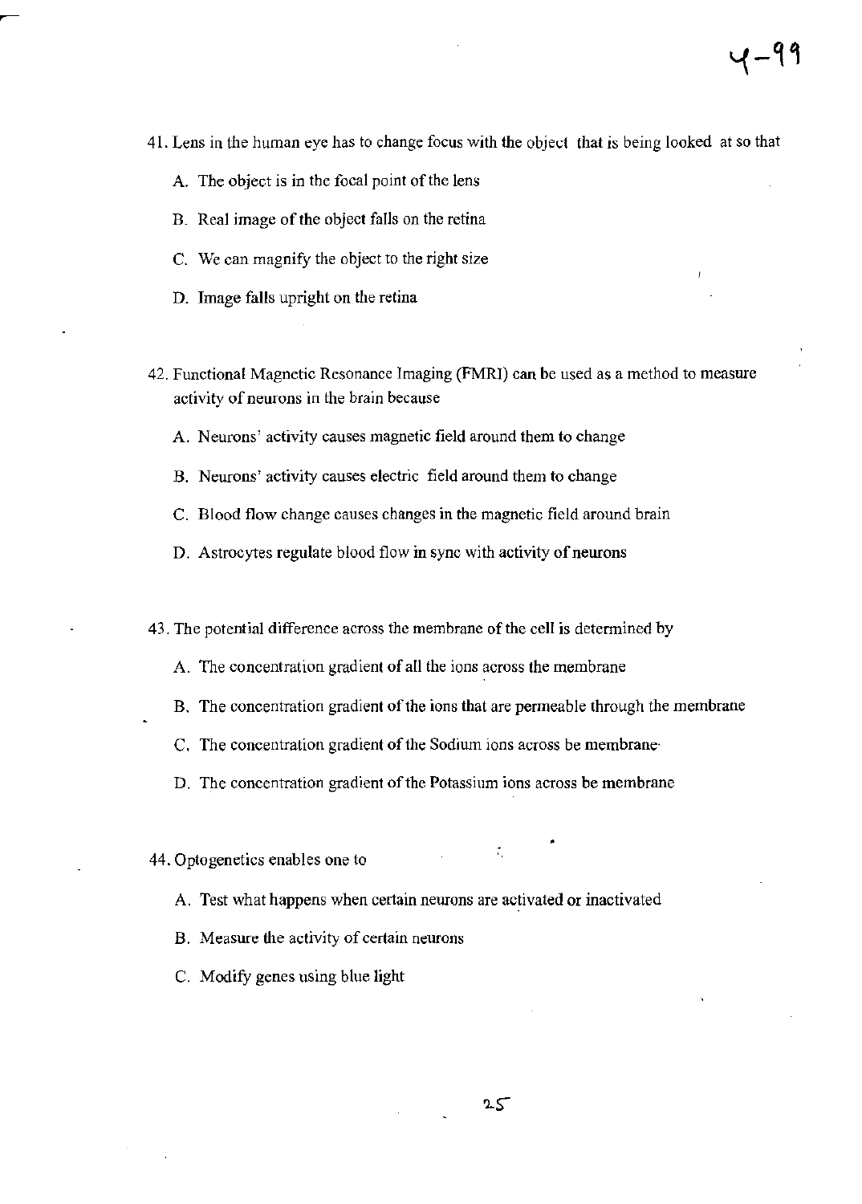41. Lens in the human eye has to change focus with the object that is being looked at so that

    A. The object is in the focal point of the lens

    B. Real image of the object falls on the retina

    C. We can magnify the object to the right size

    D. Image falls upright on the retina

42. Functional Magnetic Resonance Imaging (FMRI) can be used as a method to measure activity of neurons in the brain because

    A. Neurons' activity causes magnetic field around them to change

    B. Neurons' activity causes electric field around them to change

    C. Blood flow change causes changes in the magnetic field around brain

    D. Astrocytes regulate blood flow in sync with activity of neurons

43. The potential difference across the membrane of the cell is determined by

    A. The concentration gradient of all the ions across the membrane

    B. The concentration gradient of the ions that are permeable through the membrane

    C. The concentration gradient of the Sodium ions across be membrane

    D. The concentration gradient of the Potassium ions across be membrane

44. Optogenetics enables one to

    A. Test what happens when certain neurons are activated or inactivated

    B. Measure the activity of certain neurons

    C. Modify genes using blue light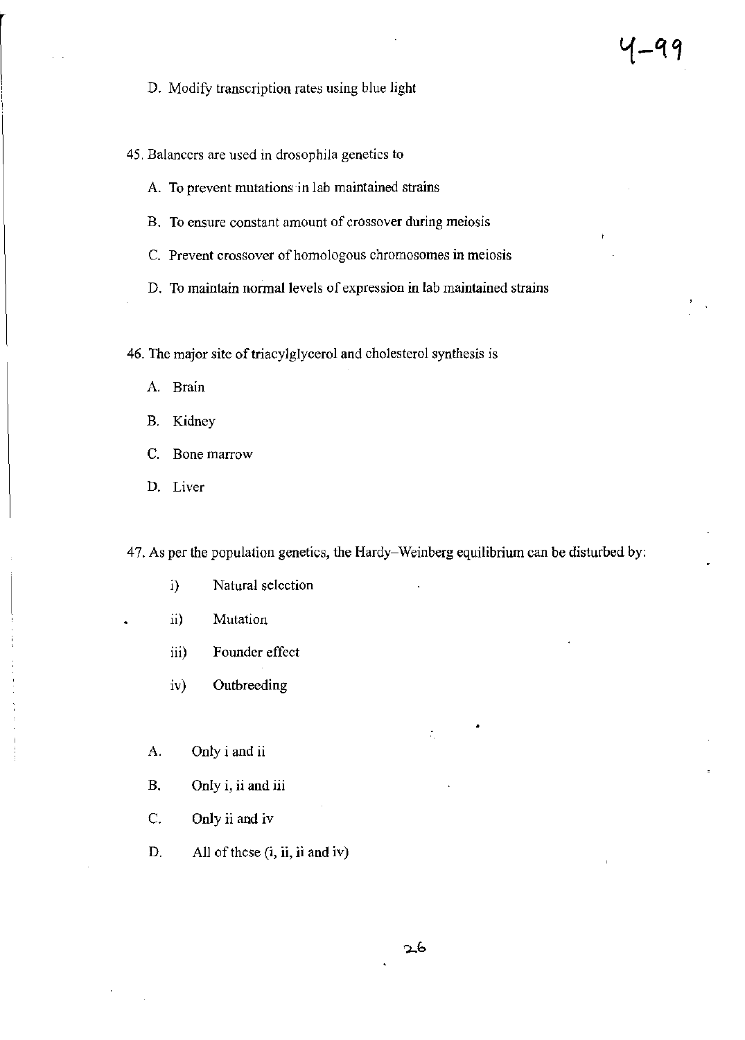D. Modify transcription rates using blue light

45. Balancers are used in drosophila genetics to

A. To prevent mutations in lab maintained strains

B. To ensure constant amount of crossover during meiosis

C. Prevent crossover of homologous chromosomes in meiosis

D. To maintain normal levels of expression in lab maintained strains

46. The major site of triacylglycerol and cholesterol synthesis is

A. Brain

B. Kidney

C. Bone marrow

D. Liver

47. As per the population genetics, the Hardy–Weinberg equilibrium can be disturbed by:

i) Natural selection

ii) Mutation

iii) Founder effect

iv) Outbreeding

A. Only i and ii

B. Only i, ii and iii

C. Only ii and iv

D. All of these (i, ii, ii and iv)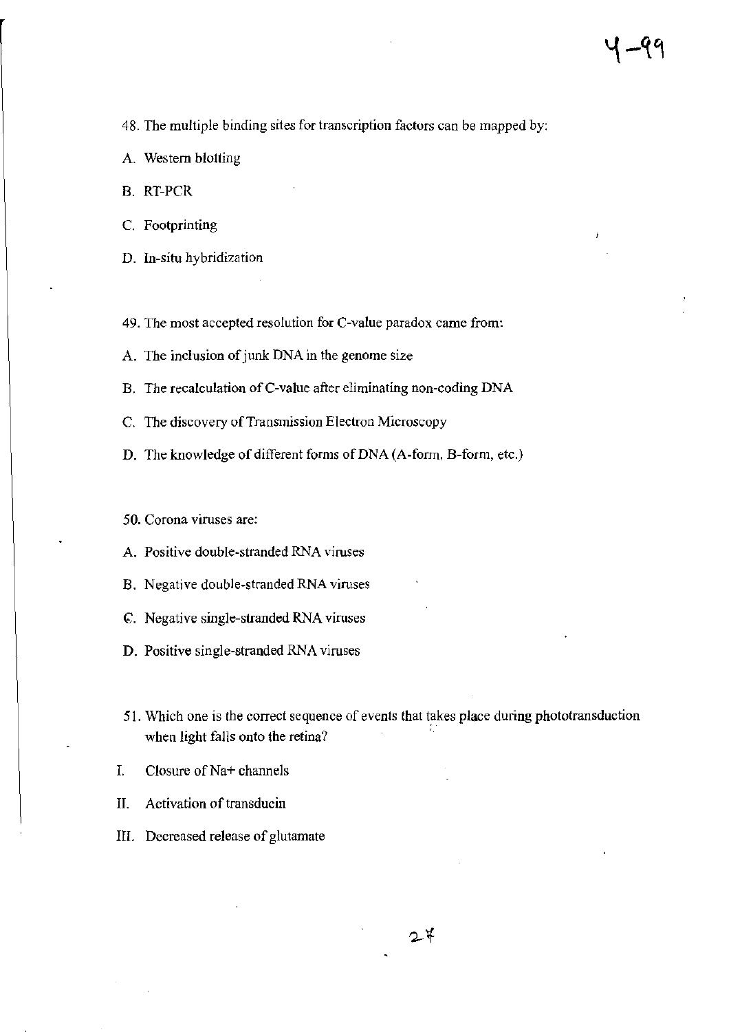48. The multiple binding sites for transcription factors can be mapped by:

A. Western blotting

B. RT-PCR

C. Footprinting

D. In-situ hybridization

49. The most accepted resolution for C-value paradox came from:

A. The inclusion of junk DNA in the genome size

B. The recalculation of C-value after eliminating non-coding DNA

C. The discovery of Transmission Electron Microscopy

D. The knowledge of different forms of DNA (A-form, B-form, etc.)

50. Corona viruses are:

A. Positive double-stranded RNA viruses

B. Negative double-stranded RNA viruses

C. Negative single-stranded RNA viruses

D. Positive single-stranded RNA viruses

51. Which one is the correct sequence of events that takes place during phototransduction when light falls onto the retina?

I. Closure of $Na^+$ channels

II. Activation of transducin

III. Decreased release of glutamate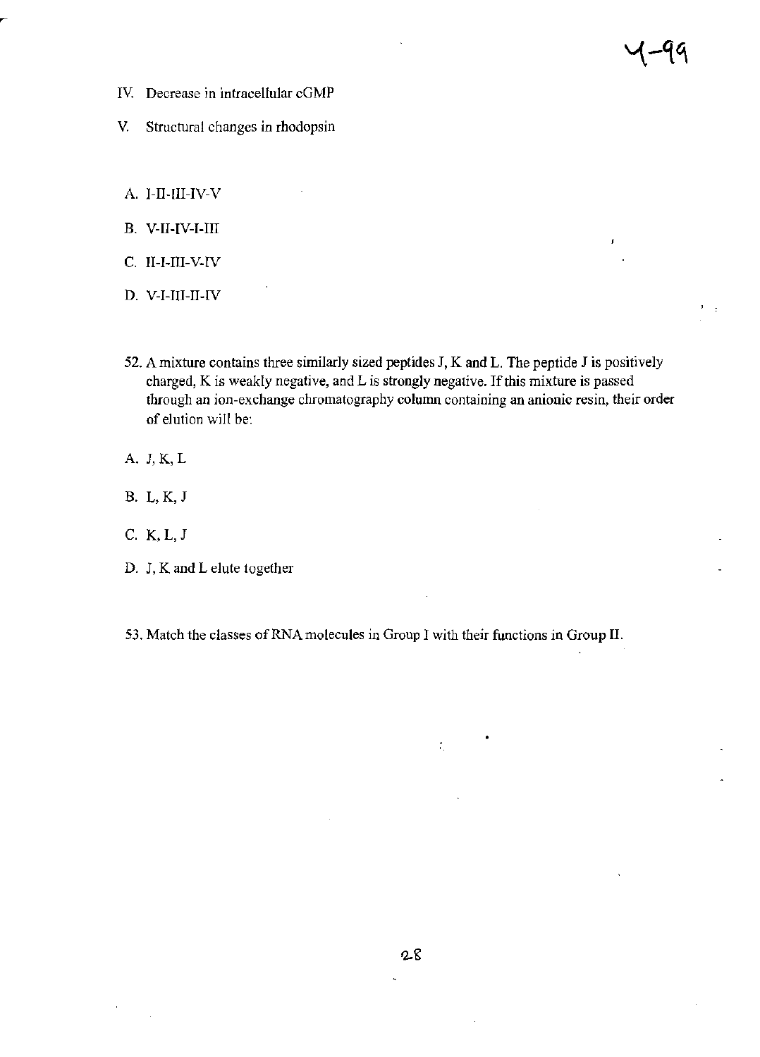IV. Decrease in intracellular cGMP

V. Structural changes in rhodopsin

A. I-II-III-IV-V

B. V-II-IV-I-III

C. II-I-III-V-IV

D. V-I-III-II-IV

52. A mixture contains three similarly sized peptides J, K and L. The peptide J is positively charged, K is weakly negative, and L is strongly negative. If this mixture is passed through an ion-exchange chromatography column containing an anionic resin, their order of elution will be:

A. J, K, L

B. L, K, J

C. K, L, J

D. J, K and L elute together

53. Match the classes of RNA molecules in Group I with their functions in Group II.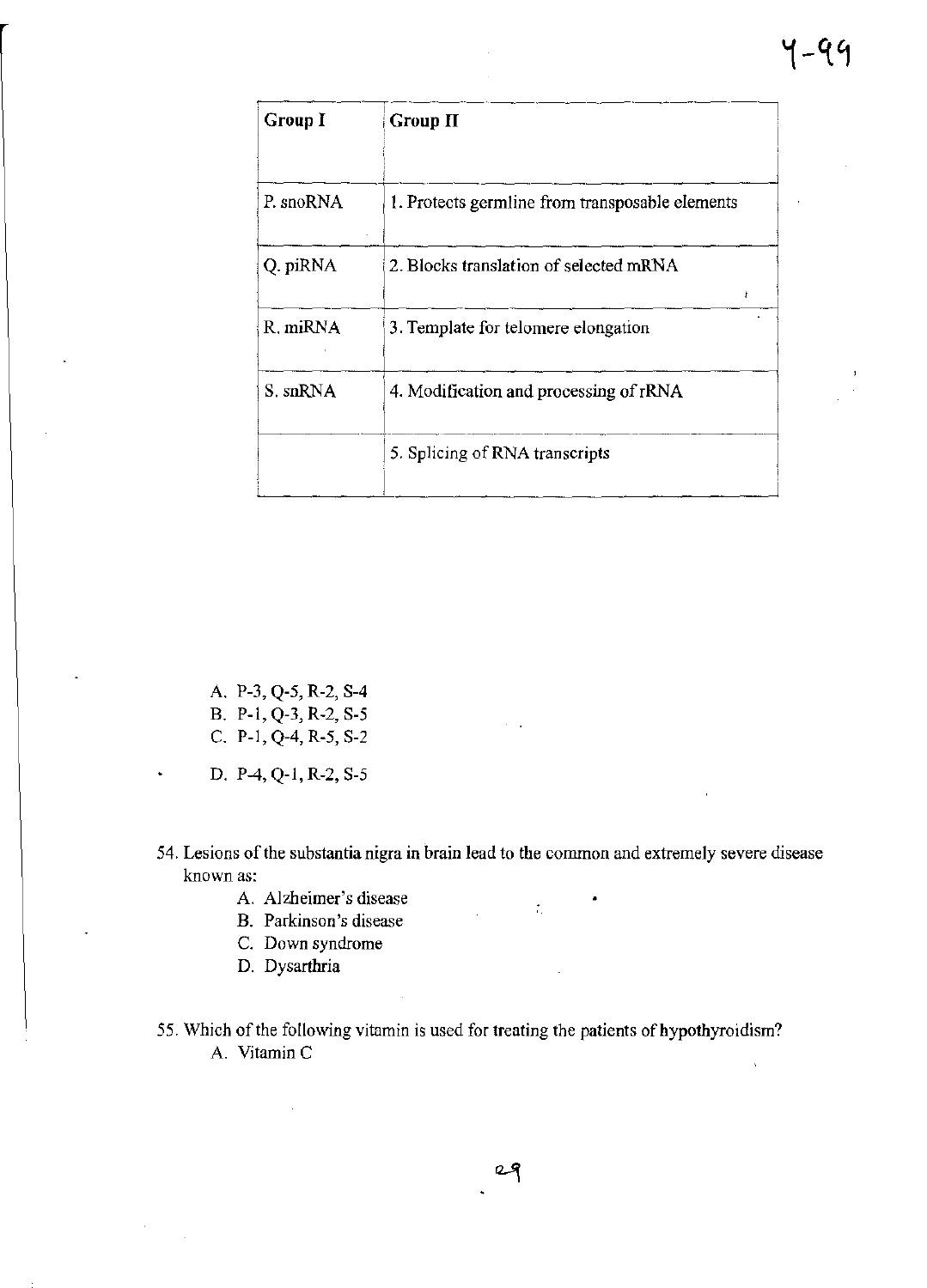| Group I | Group II |
|---|---|
| P. snoRNA | 1. Protects germline from transposable elements |
| Q. piRNA | 2. Blocks translation of selected mRNA |
| R. miRNA | 3. Template for telomere elongation |
| S. snRNA | 4. Modification and processing of rRNA |
| | 5. Splicing of RNA transcripts |

A. P-3, Q-5, R-2, S-4
B. P-1, Q-3, R-2, S-5
C. P-1, Q-4, R-5, S-2
D. P-4, Q-1, R-2, S-5

54. Lesions of the substantia nigra in brain lead to the common and extremely severe disease known as:

A. Alzheimer's disease
B. Parkinson's disease
C. Down syndrome
D. Dysarthria

55. Which of the following vitamin is used for treating the patients of hypothyroidism?

A. Vitamin C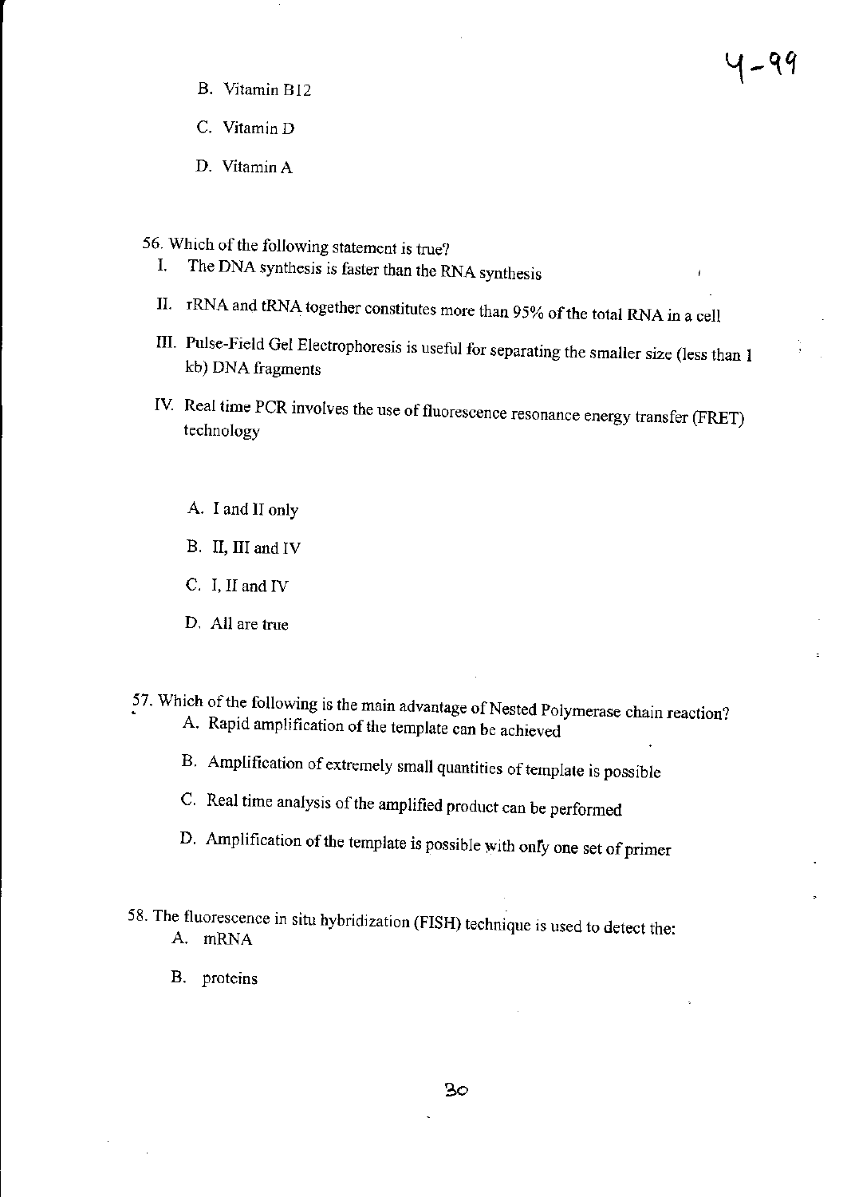B. Vitamin B12

C. Vitamin D

D. Vitamin A

56. Which of the following statement is true?
    I. The DNA synthesis is faster than the RNA synthesis
    II. rRNA and tRNA together constitutes more than 95% of the total RNA in a cell
    III. Pulse-Field Gel Electrophoresis is useful for separating the smaller size (less than 1 kb) DNA fragments
    IV. Real time PCR involves the use of fluorescence resonance energy transfer (FRET) technology

    A. I and II only

    B. II, III and IV

    C. I, II and IV

    D. All are true

57. Which of the following is the main advantage of Nested Polymerase chain reaction?
    A. Rapid amplification of the template can be achieved

    B. Amplification of extremely small quantities of template is possible

    C. Real time analysis of the amplified product can be performed

    D. Amplification of the template is possible with only one set of primer

58. The fluorescence in situ hybridization (FISH) technique is used to detect the:
    A. mRNA

    B. proteins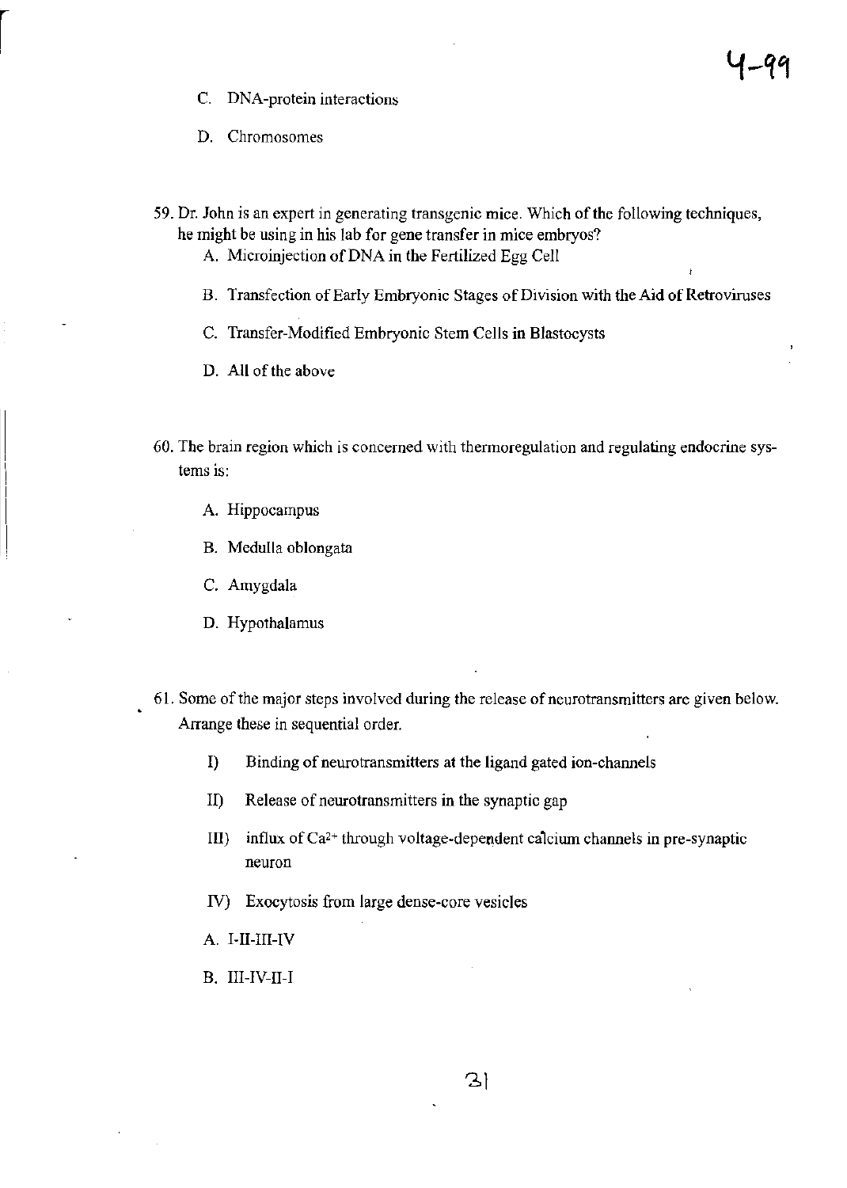C. DNA-protein interactions

D. Chromosomes

59. Dr. John is an expert in generating transgenic mice. Which of the following techniques, he might be using in his lab for gene transfer in mice embryos?

    A. Microinjection of DNA in the Fertilized Egg Cell

    B. Transfection of Early Embryonic Stages of Division with the Aid of Retroviruses

    C. Transfer-Modified Embryonic Stem Cells in Blastocysts

    D. All of the above

60. The brain region which is concerned with thermoregulation and regulating endocrine systems is:

    A. Hippocampus

    B. Medulla oblongata

    C. Amygdala

    D. Hypothalamus

61. Some of the major steps involved during the release of neurotransmitters are given below. Arrange these in sequential order.

    I) Binding of neurotransmitters at the ligand gated ion-channels

    II) Release of neurotransmitters in the synaptic gap

    III) influx of $Ca^{2+}$ through voltage-dependent calcium channels in pre-synaptic neuron

    IV) Exocytosis from large dense-core vesicles

    A. I-II-III-IV

    B. III-IV-II-I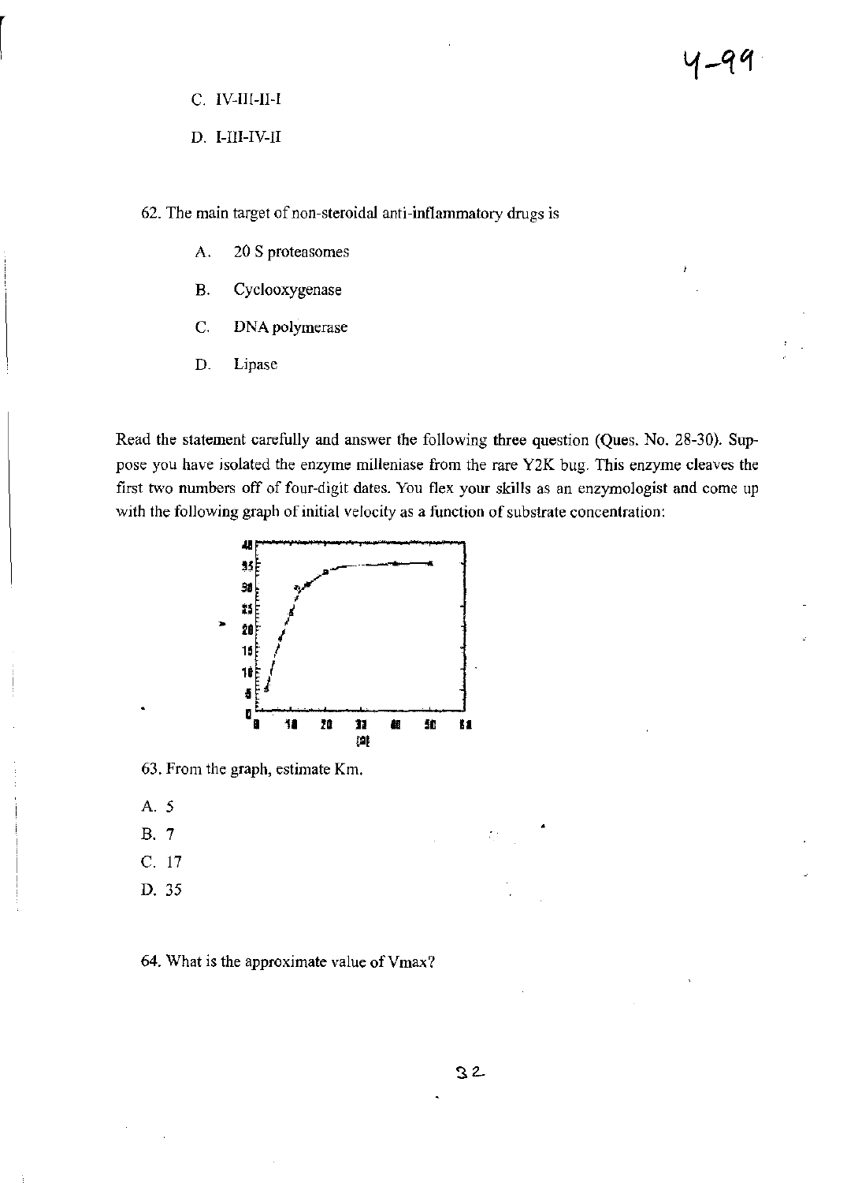C. IV-III-II-I

D. I-III-IV-II

62. The main target of non-steroidal anti-inflammatory drugs is

- A. 20 S proteasomes
- B. Cyclooxygenase
- C. DNA polymerase
- D. Lipase

Read the statement carefully and answer the following three question (Ques. No. 28-30). Suppose you have isolated the enzyme milleniase from the rare Y2K bug. This enzyme cleaves the first two numbers off of four-digit dates. You flex your skills as an enzymologist and come up with the following graph of initial velocity as a function of substrate concentration:

63. From the graph, estimate Km.

A. 5
B. 7
C. 17
D. 35

64. What is the approximate value of Vmax?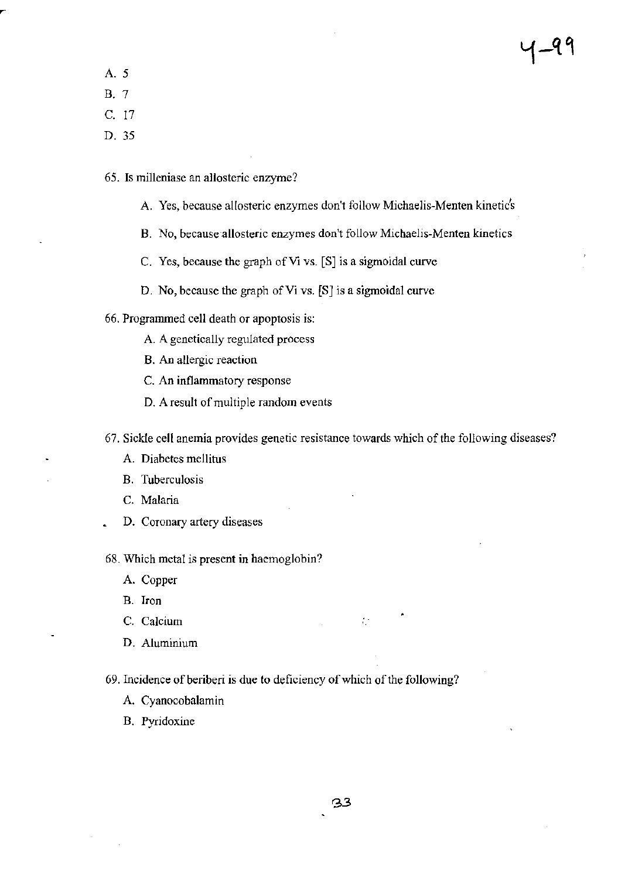A. 5

B. 7

C. 17

D. 35

65. Is milleniase an allosteric enzyme?

    A. Yes, because allosteric enzymes don't follow Michaelis-Menten kinetics

    B. No, because allosteric enzymes don't follow Michaelis-Menten kinetics

    C. Yes, because the graph of Vi vs. [S] is a sigmoidal curve

    D. No, because the graph of Vi vs. [S] is a sigmoidal curve

66. Programmed cell death or apoptosis is:

    A. A genetically regulated process

    B. An allergic reaction

    C. An inflammatory response

    D. A result of multiple random events

67. Sickle cell anemia provides genetic resistance towards which of the following diseases?

    A. Diabetes mellitus

    B. Tuberculosis

    C. Malaria

    D. Coronary artery diseases

68. Which metal is present in haemoglobin?

    A. Copper

    B. Iron

    C. Calcium

    D. Aluminium

69. Incidence of beriberi is due to deficiency of which of the following?

    A. Cyanocobalamin

    B. Pyridoxine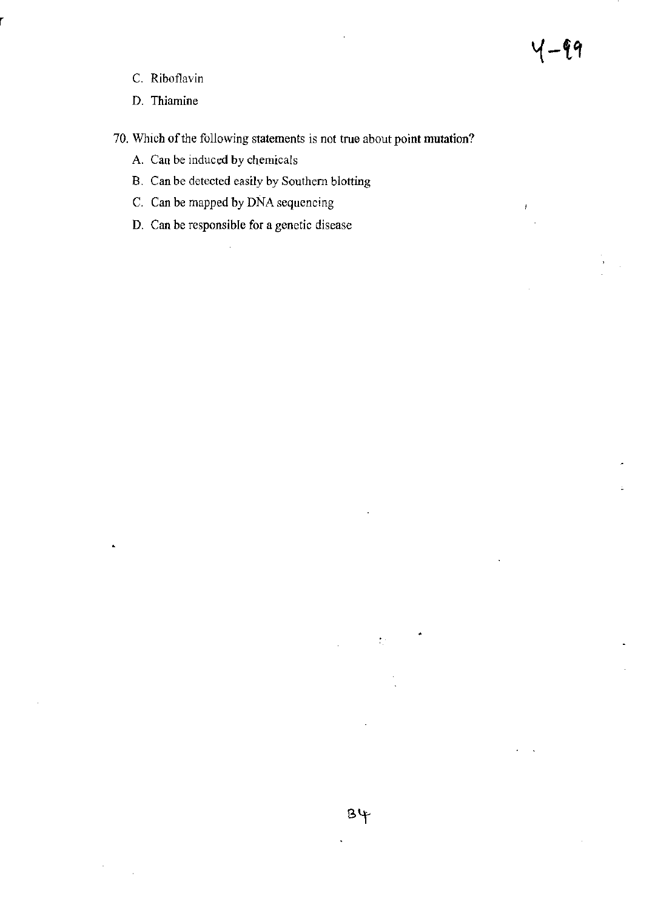C. Riboflavin

D. Thiamine

70. Which of the following statements is not true about point mutation?

A. Can be induced by chemicals

B. Can be detected easily by Southern blotting

C. Can be mapped by DNA sequencing

D. Can be responsible for a genetic disease